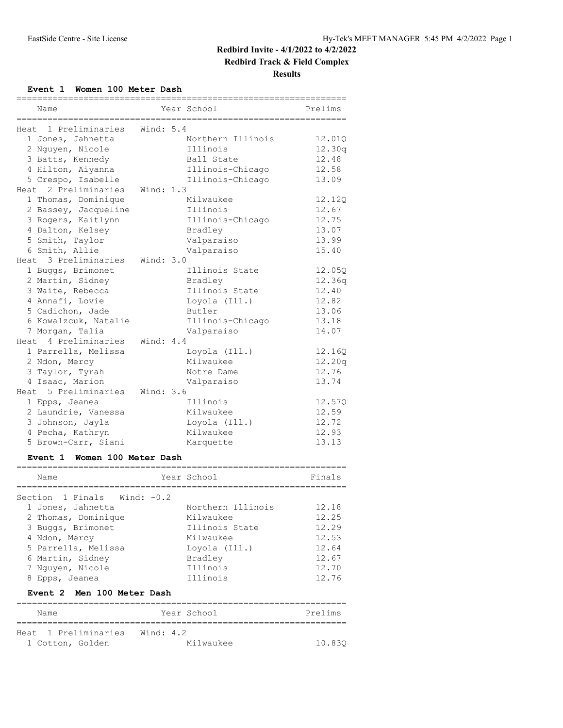# Redbird Invite - 4/1/2022 to 4/2/2022

## Redbird Track & Field Complex

### Results

**Event 1 Women 100 Meter Dash**

| Name | Year | School | Prelims |
|---|---|---|---|
| **Heat 1 Preliminaries Wind: 5.4** | | | |
| 1 Jones, Jahnetta | | Northern Illinois | 12.01Q |
| 2 Nguyen, Nicole | | Illinois | 12.30q |
| 3 Batts, Kennedy | | Ball State | 12.48 |
| 4 Hilton, Aiyanna | | Illinois-Chicago | 12.58 |
| 5 Crespo, Isabelle | | Illinois-Chicago | 13.09 |
| **Heat 2 Preliminaries Wind: 1.3** | | | |
| 1 Thomas, Dominique | | Milwaukee | 12.12Q |
| 2 Bassey, Jacqueline | | Illinois | 12.67 |
| 3 Rogers, Kaitlynn | | Illinois-Chicago | 12.75 |
| 4 Dalton, Kelsey | | Bradley | 13.07 |
| 5 Smith, Taylor | | Valparaiso | 13.99 |
| 6 Smith, Allie | | Valparaiso | 15.40 |
| **Heat 3 Preliminaries Wind: 3.0** | | | |
| 1 Buggs, Brimonet | | Illinois State | 12.05Q |
| 2 Martin, Sidney | | Bradley | 12.36q |
| 3 Waite, Rebecca | | Illinois State | 12.40 |
| 4 Annafi, Lovie | | Loyola (Ill.) | 12.82 |
| 5 Cadichon, Jade | | Butler | 13.06 |
| 6 Kowalzcuk, Natalie | | Illinois-Chicago | 13.18 |
| 7 Morgan, Talia | | Valparaiso | 14.07 |
| **Heat 4 Preliminaries Wind: 4.4** | | | |
| 1 Parrella, Melissa | | Loyola (Ill.) | 12.16Q |
| 2 Ndon, Mercy | | Milwaukee | 12.20q |
| 3 Taylor, Tyrah | | Notre Dame | 12.76 |
| 4 Isaac, Marion | | Valparaiso | 13.74 |
| **Heat 5 Preliminaries Wind: 3.6** | | | |
| 1 Epps, Jeanea | | Illinois | 12.57Q |
| 2 Laundrie, Vanessa | | Milwaukee | 12.59 |
| 3 Johnson, Jayla | | Loyola (Ill.) | 12.72 |
| 4 Pecha, Kathryn | | Milwaukee | 12.93 |
| 5 Brown-Carr, Siani | | Marquette | 13.13 |

**Event 1 Women 100 Meter Dash**

| Name | Year | School | Finals |
|---|---|---|---|
| **Section 1 Finals Wind: -0.2** | | | |
| 1 Jones, Jahnetta | | Northern Illinois | 12.18 |
| 2 Thomas, Dominique | | Milwaukee | 12.25 |
| 3 Buggs, Brimonet | | Illinois State | 12.29 |
| 4 Ndon, Mercy | | Milwaukee | 12.53 |
| 5 Parrella, Melissa | | Loyola (Ill.) | 12.64 |
| 6 Martin, Sidney | | Bradley | 12.67 |
| 7 Nguyen, Nicole | | Illinois | 12.70 |
| 8 Epps, Jeanea | | Illinois | 12.76 |

**Event 2 Men 100 Meter Dash**

| Name | Year | School | Prelims |
|---|---|---|---|
| **Heat 1 Preliminaries Wind: 4.2** | | | |
| 1 Cotton, Golden | | Milwaukee | 10.83Q |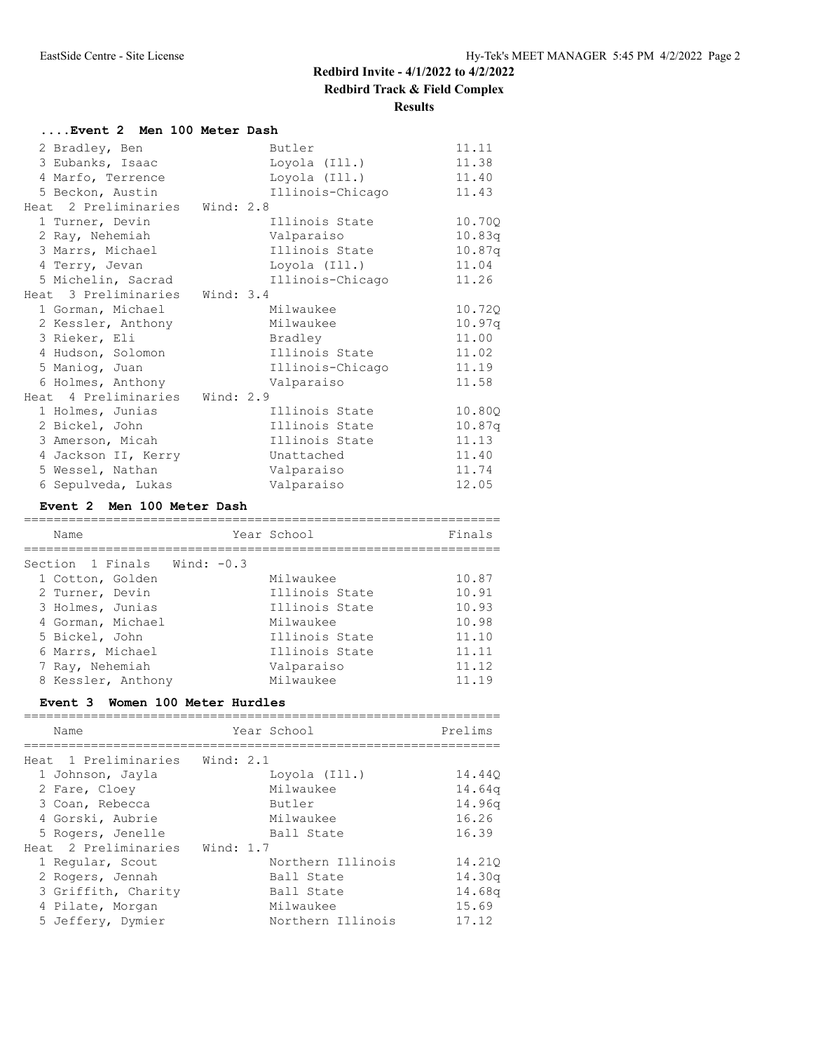## Redbird Invite - 4/1/2022 to 4/2/2022

**Redbird Track & Field Complex**

**Results**

### ....Event 2 Men 100 Meter Dash

| Place | Name | Year | School | Prelims |
|---|---|---|---|---|
| 2 | Bradley, Ben | | Butler | 11.11 |
| 3 | Eubanks, Isaac | | Loyola (Ill.) | 11.38 |
| 4 | Marfo, Terrence | | Loyola (Ill.) | 11.40 |
| 5 | Beckon, Austin | | Illinois-Chicago | 11.43 |
| **Heat 2 Preliminaries Wind: 2.8** | | | | |
| 1 | Turner, Devin | | Illinois State | 10.70Q |
| 2 | Ray, Nehemiah | | Valparaiso | 10.83q |
| 3 | Marrs, Michael | | Illinois State | 10.87q |
| 4 | Terry, Jevan | | Loyola (Ill.) | 11.04 |
| 5 | Michelin, Sacrad | | Illinois-Chicago | 11.26 |
| **Heat 3 Preliminaries Wind: 3.4** | | | | |
| 1 | Gorman, Michael | | Milwaukee | 10.72Q |
| 2 | Kessler, Anthony | | Milwaukee | 10.97q |
| 3 | Rieker, Eli | | Bradley | 11.00 |
| 4 | Hudson, Solomon | | Illinois State | 11.02 |
| 5 | Maniog, Juan | | Illinois-Chicago | 11.19 |
| 6 | Holmes, Anthony | | Valparaiso | 11.58 |
| **Heat 4 Preliminaries Wind: 2.9** | | | | |
| 1 | Holmes, Junias | | Illinois State | 10.80Q |
| 2 | Bickel, John | | Illinois State | 10.87q |
| 3 | Amerson, Micah | | Illinois State | 11.13 |
| 4 | Jackson II, Kerry | | Unattached | 11.40 |
| 5 | Wessel, Nathan | | Valparaiso | 11.74 |
| 6 | Sepulveda, Lukas | | Valparaiso | 12.05 |

### Event 2 Men 100 Meter Dash

| Place | Name | Year | School | Finals |
|---|---|---|---|---|
| **Section 1 Finals Wind: -0.3** | | | | |
| 1 | Cotton, Golden | | Milwaukee | 10.87 |
| 2 | Turner, Devin | | Illinois State | 10.91 |
| 3 | Holmes, Junias | | Illinois State | 10.93 |
| 4 | Gorman, Michael | | Milwaukee | 10.98 |
| 5 | Bickel, John | | Illinois State | 11.10 |
| 6 | Marrs, Michael | | Illinois State | 11.11 |
| 7 | Ray, Nehemiah | | Valparaiso | 11.12 |
| 8 | Kessler, Anthony | | Milwaukee | 11.19 |

### Event 3 Women 100 Meter Hurdles

| Place | Name | Year | School | Prelims |
|---|---|---|---|---|
| **Heat 1 Preliminaries Wind: 2.1** | | | | |
| 1 | Johnson, Jayla | | Loyola (Ill.) | 14.44Q |
| 2 | Fare, Cloey | | Milwaukee | 14.64q |
| 3 | Coan, Rebecca | | Butler | 14.96q |
| 4 | Gorski, Aubrie | | Milwaukee | 16.26 |
| 5 | Rogers, Jenelle | | Ball State | 16.39 |
| **Heat 2 Preliminaries Wind: 1.7** | | | | |
| 1 | Regular, Scout | | Northern Illinois | 14.21Q |
| 2 | Rogers, Jennah | | Ball State | 14.30q |
| 3 | Griffith, Charity | | Ball State | 14.68q |
| 4 | Pilate, Morgan | | Milwaukee | 15.69 |
| 5 | Jeffery, Dymier | | Northern Illinois | 17.12 |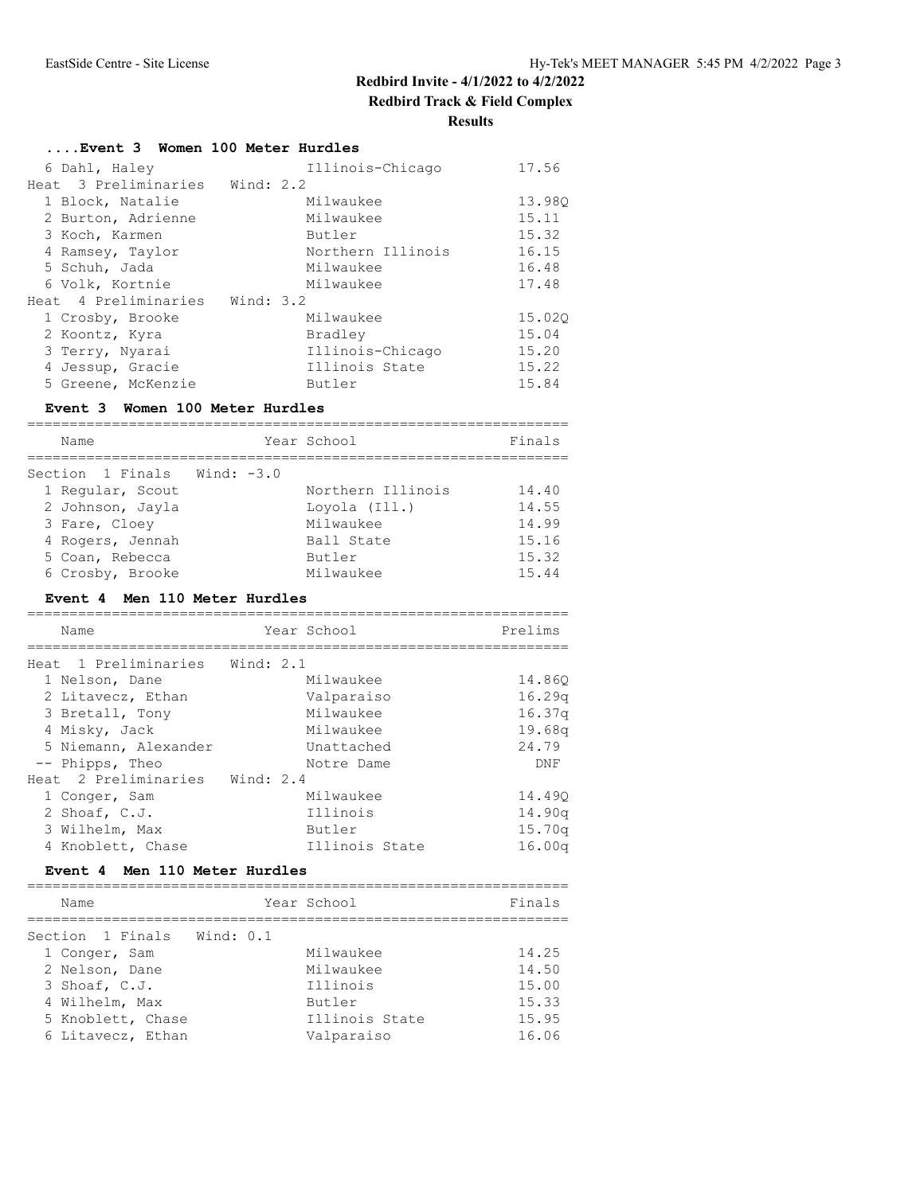# Redbird Invite - 4/1/2022 to 4/2/2022

## Redbird Track & Field Complex

### Results

#### ....Event 3 Women 100 Meter Hurdles

| Name | Year School | Prelims |
|---|---|---|
| 6 Dahl, Haley | Illinois-Chicago | 17.56 |
| **Heat 3 Preliminaries Wind: 2.2** | | |
| 1 Block, Natalie | Milwaukee | 13.98Q |
| 2 Burton, Adrienne | Milwaukee | 15.11 |
| 3 Koch, Karmen | Butler | 15.32 |
| 4 Ramsey, Taylor | Northern Illinois | 16.15 |
| 5 Schuh, Jada | Milwaukee | 16.48 |
| 6 Volk, Kortnie | Milwaukee | 17.48 |
| **Heat 4 Preliminaries Wind: 3.2** | | |
| 1 Crosby, Brooke | Milwaukee | 15.02Q |
| 2 Koontz, Kyra | Bradley | 15.04 |
| 3 Terry, Nyarai | Illinois-Chicago | 15.20 |
| 4 Jessup, Gracie | Illinois State | 15.22 |
| 5 Greene, McKenzie | Butler | 15.84 |

#### Event 3 Women 100 Meter Hurdles

| Name | Year School | Finals |
|---|---|---|
| **Section 1 Finals Wind: -3.0** | | |
| 1 Regular, Scout | Northern Illinois | 14.40 |
| 2 Johnson, Jayla | Loyola (Ill.) | 14.55 |
| 3 Fare, Cloey | Milwaukee | 14.99 |
| 4 Rogers, Jennah | Ball State | 15.16 |
| 5 Coan, Rebecca | Butler | 15.32 |
| 6 Crosby, Brooke | Milwaukee | 15.44 |

#### Event 4 Men 110 Meter Hurdles

| Name | Year School | Prelims |
|---|---|---|
| **Heat 1 Preliminaries Wind: 2.1** | | |
| 1 Nelson, Dane | Milwaukee | 14.86Q |
| 2 Litavecz, Ethan | Valparaiso | 16.29q |
| 3 Bretall, Tony | Milwaukee | 16.37q |
| 4 Misky, Jack | Milwaukee | 19.68q |
| 5 Niemann, Alexander | Unattached | 24.79 |
| -- Phipps, Theo | Notre Dame | DNF |
| **Heat 2 Preliminaries Wind: 2.4** | | |
| 1 Conger, Sam | Milwaukee | 14.49Q |
| 2 Shoaf, C.J. | Illinois | 14.90q |
| 3 Wilhelm, Max | Butler | 15.70q |
| 4 Knoblett, Chase | Illinois State | 16.00q |

#### Event 4 Men 110 Meter Hurdles

| Name | Year School | Finals |
|---|---|---|
| **Section 1 Finals Wind: 0.1** | | |
| 1 Conger, Sam | Milwaukee | 14.25 |
| 2 Nelson, Dane | Milwaukee | 14.50 |
| 3 Shoaf, C.J. | Illinois | 15.00 |
| 4 Wilhelm, Max | Butler | 15.33 |
| 5 Knoblett, Chase | Illinois State | 15.95 |
| 6 Litavecz, Ethan | Valparaiso | 16.06 |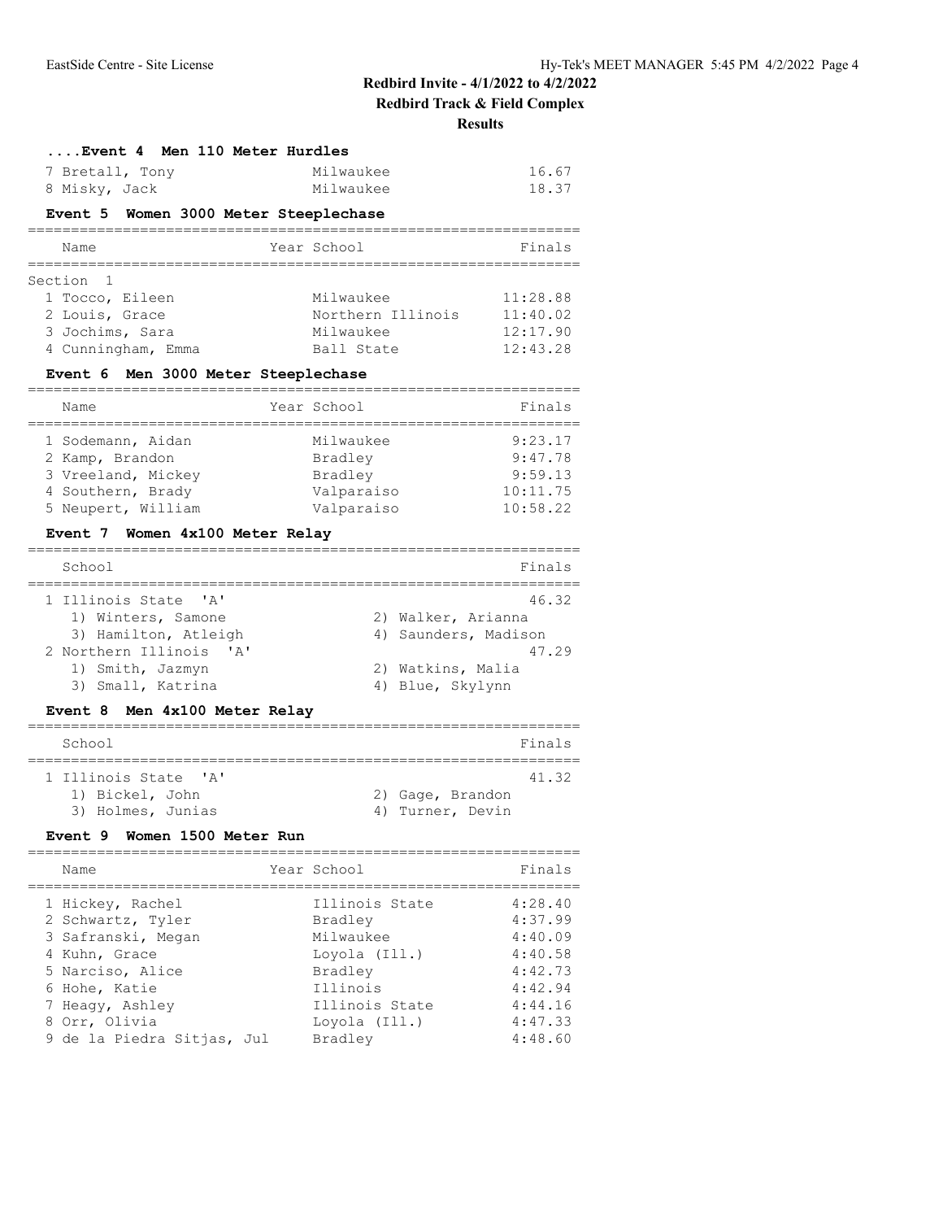## Redbird Invite - 4/1/2022 to 4/2/2022
## Redbird Track & Field Complex
### Results

#### ....Event 4 Men 110 Meter Hurdles

| Place | Name | Year | School | Finals |
|---|---|---|---|---|
| 7 | Bretall, Tony | | Milwaukee | 16.67 |
| 8 | Misky, Jack | | Milwaukee | 18.37 |

#### Event 5 Women 3000 Meter Steeplechase

Section 1

| Place | Name | Year | School | Finals |
|---|---|---|---|---|
| 1 | Tocco, Eileen | | Milwaukee | 11:28.88 |
| 2 | Louis, Grace | | Northern Illinois | 11:40.02 |
| 3 | Jochims, Sara | | Milwaukee | 12:17.90 |
| 4 | Cunningham, Emma | | Ball State | 12:43.28 |

#### Event 6 Men 3000 Meter Steeplechase

| Place | Name | Year | School | Finals |
|---|---|---|---|---|
| 1 | Sodemann, Aidan | | Milwaukee | 9:23.17 |
| 2 | Kamp, Brandon | | Bradley | 9:47.78 |
| 3 | Vreeland, Mickey | | Bradley | 9:59.13 |
| 4 | Southern, Brady | | Valparaiso | 10:11.75 |
| 5 | Neupert, William | | Valparaiso | 10:58.22 |

#### Event 7 Women 4x100 Meter Relay

| Place | School | Finals |
|---|---|---|
| 1 | Illinois State 'A' | 46.32 |
| | 1) Winters, Samone; 2) Walker, Arianna; 3) Hamilton, Atleigh; 4) Saunders, Madison | |
| 2 | Northern Illinois 'A' | 47.29 |
| | 1) Smith, Jazmyn; 2) Watkins, Malia; 3) Small, Katrina; 4) Blue, Skylynn | |

#### Event 8 Men 4x100 Meter Relay

| Place | School | Finals |
|---|---|---|
| 1 | Illinois State 'A' | 41.32 |
| | 1) Bickel, John; 2) Gage, Brandon; 3) Holmes, Junias; 4) Turner, Devin | |

#### Event 9 Women 1500 Meter Run

| Place | Name | Year | School | Finals |
|---|---|---|---|---|
| 1 | Hickey, Rachel | | Illinois State | 4:28.40 |
| 2 | Schwartz, Tyler | | Bradley | 4:37.99 |
| 3 | Safranski, Megan | | Milwaukee | 4:40.09 |
| 4 | Kuhn, Grace | | Loyola (Ill.) | 4:40.58 |
| 5 | Narciso, Alice | | Bradley | 4:42.73 |
| 6 | Hohe, Katie | | Illinois | 4:42.94 |
| 7 | Heagy, Ashley | | Illinois State | 4:44.16 |
| 8 | Orr, Olivia | | Loyola (Ill.) | 4:47.33 |
| 9 | de la Piedra Sitjas, Jul | | Bradley | 4:48.60 |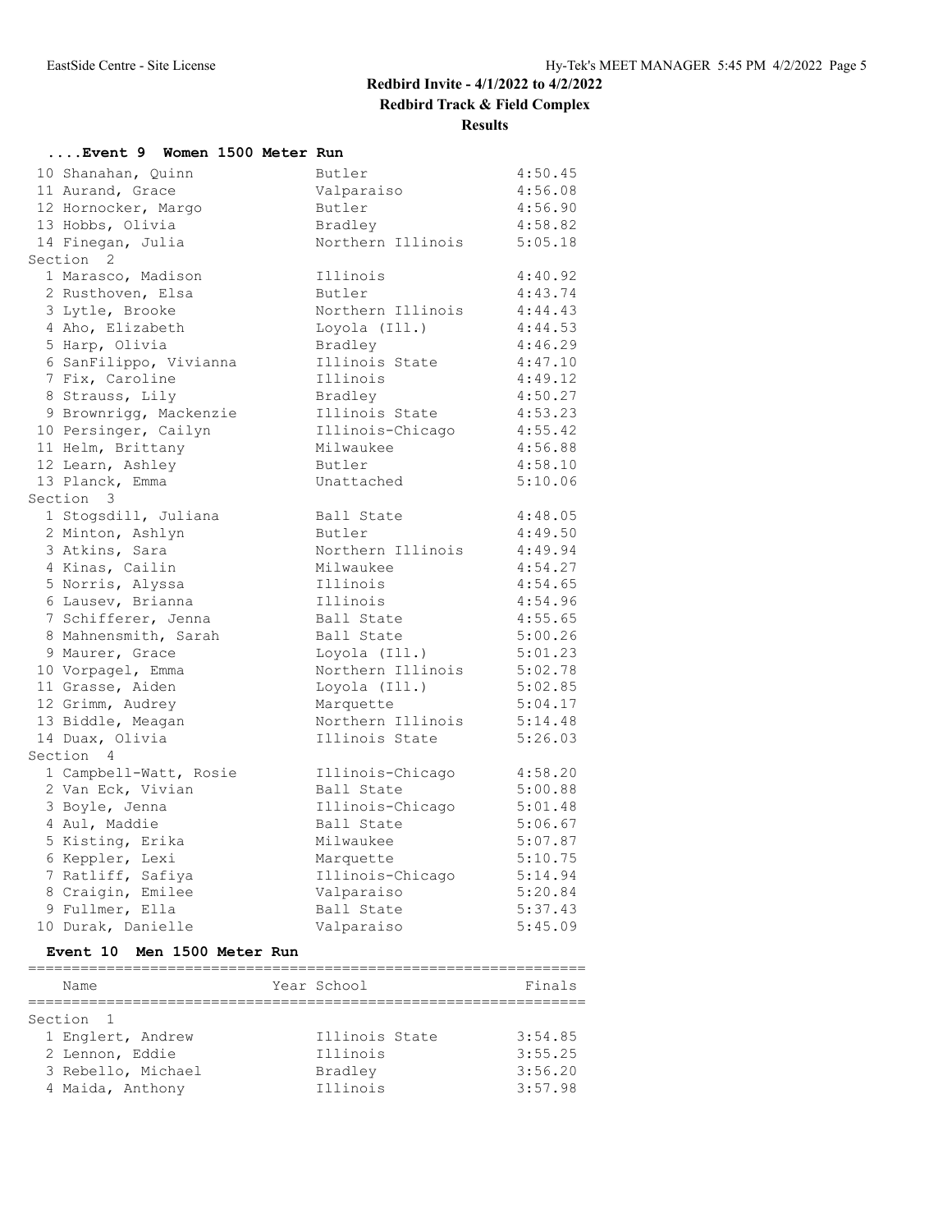# Redbird Invite - 4/1/2022 to 4/2/2022

## Redbird Track & Field Complex

### Results

#### ....Event 9 Women 1500 Meter Run

| Place | Name | School | Finals |
|---|---|---|---|
| 10 | Shanahan, Quinn | Butler | 4:50.45 |
| 11 | Aurand, Grace | Valparaiso | 4:56.08 |
| 12 | Hornocker, Margo | Butler | 4:56.90 |
| 13 | Hobbs, Olivia | Bradley | 4:58.82 |
| 14 | Finegan, Julia | Northern Illinois | 5:05.18 |
| **Section 2** | | | |
| 1 | Marasco, Madison | Illinois | 4:40.92 |
| 2 | Rusthoven, Elsa | Butler | 4:43.74 |
| 3 | Lytle, Brooke | Northern Illinois | 4:44.43 |
| 4 | Aho, Elizabeth | Loyola (Ill.) | 4:44.53 |
| 5 | Harp, Olivia | Bradley | 4:46.29 |
| 6 | SanFilippo, Vivianna | Illinois State | 4:47.10 |
| 7 | Fix, Caroline | Illinois | 4:49.12 |
| 8 | Strauss, Lily | Bradley | 4:50.27 |
| 9 | Brownrigg, Mackenzie | Illinois State | 4:53.23 |
| 10 | Persinger, Cailyn | Illinois-Chicago | 4:55.42 |
| 11 | Helm, Brittany | Milwaukee | 4:56.88 |
| 12 | Learn, Ashley | Butler | 4:58.10 |
| 13 | Planck, Emma | Unattached | 5:10.06 |
| **Section 3** | | | |
| 1 | Stogsdill, Juliana | Ball State | 4:48.05 |
| 2 | Minton, Ashlyn | Butler | 4:49.50 |
| 3 | Atkins, Sara | Northern Illinois | 4:49.94 |
| 4 | Kinas, Cailin | Milwaukee | 4:54.27 |
| 5 | Norris, Alyssa | Illinois | 4:54.65 |
| 6 | Lausev, Brianna | Illinois | 4:54.96 |
| 7 | Schifferer, Jenna | Ball State | 4:55.65 |
| 8 | Mahnensmith, Sarah | Ball State | 5:00.26 |
| 9 | Maurer, Grace | Loyola (Ill.) | 5:01.23 |
| 10 | Vorpagel, Emma | Northern Illinois | 5:02.78 |
| 11 | Grasse, Aiden | Loyola (Ill.) | 5:02.85 |
| 12 | Grimm, Audrey | Marquette | 5:04.17 |
| 13 | Biddle, Meagan | Northern Illinois | 5:14.48 |
| 14 | Duax, Olivia | Illinois State | 5:26.03 |
| **Section 4** | | | |
| 1 | Campbell-Watt, Rosie | Illinois-Chicago | 4:58.20 |
| 2 | Van Eck, Vivian | Ball State | 5:00.88 |
| 3 | Boyle, Jenna | Illinois-Chicago | 5:01.48 |
| 4 | Aul, Maddie | Ball State | 5:06.67 |
| 5 | Kisting, Erika | Milwaukee | 5:07.87 |
| 6 | Keppler, Lexi | Marquette | 5:10.75 |
| 7 | Ratliff, Safiya | Illinois-Chicago | 5:14.94 |
| 8 | Craigin, Emilee | Valparaiso | 5:20.84 |
| 9 | Fullmer, Ella | Ball State | 5:37.43 |
| 10 | Durak, Danielle | Valparaiso | 5:45.09 |

#### Event 10 Men 1500 Meter Run

| Place | Name | Year | School | Finals |
|---|---|---|---|---|
| **Section 1** | | | | |
| 1 | Englert, Andrew | | Illinois State | 3:54.85 |
| 2 | Lennon, Eddie | | Illinois | 3:55.25 |
| 3 | Rebello, Michael | | Bradley | 3:56.20 |
| 4 | Maida, Anthony | | Illinois | 3:57.98 |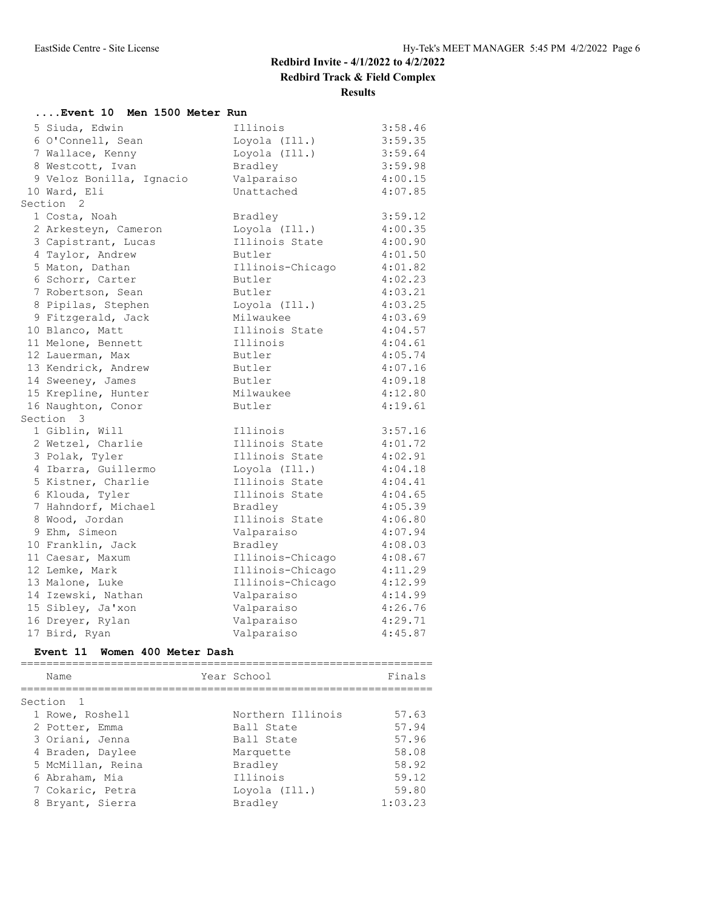**Redbird Invite - 4/1/2022 to 4/2/2022**

**Redbird Track & Field Complex**

**Results**

### ....Event 10 Men 1500 Meter Run

| Place | Name | School | Finals |
|---|---|---|---|
| 5 | Siuda, Edwin | Illinois | 3:58.46 |
| 6 | O'Connell, Sean | Loyola (Ill.) | 3:59.35 |
| 7 | Wallace, Kenny | Loyola (Ill.) | 3:59.64 |
| 8 | Westcott, Ivan | Bradley | 3:59.98 |
| 9 | Veloz Bonilla, Ignacio | Valparaiso | 4:00.15 |
| 10 | Ward, Eli | Unattached | 4:07.85 |
| **Section 2** | | | |
| 1 | Costa, Noah | Bradley | 3:59.12 |
| 2 | Arkesteyn, Cameron | Loyola (Ill.) | 4:00.35 |
| 3 | Capistrant, Lucas | Illinois State | 4:00.90 |
| 4 | Taylor, Andrew | Butler | 4:01.50 |
| 5 | Maton, Dathan | Illinois-Chicago | 4:01.82 |
| 6 | Schorr, Carter | Butler | 4:02.23 |
| 7 | Robertson, Sean | Butler | 4:03.21 |
| 8 | Pipilas, Stephen | Loyola (Ill.) | 4:03.25 |
| 9 | Fitzgerald, Jack | Milwaukee | 4:03.69 |
| 10 | Blanco, Matt | Illinois State | 4:04.57 |
| 11 | Melone, Bennett | Illinois | 4:04.61 |
| 12 | Lauerman, Max | Butler | 4:05.74 |
| 13 | Kendrick, Andrew | Butler | 4:07.16 |
| 14 | Sweeney, James | Butler | 4:09.18 |
| 15 | Krepline, Hunter | Milwaukee | 4:12.80 |
| 16 | Naughton, Conor | Butler | 4:19.61 |
| **Section 3** | | | |
| 1 | Giblin, Will | Illinois | 3:57.16 |
| 2 | Wetzel, Charlie | Illinois State | 4:01.72 |
| 3 | Polak, Tyler | Illinois State | 4:02.91 |
| 4 | Ibarra, Guillermo | Loyola (Ill.) | 4:04.18 |
| 5 | Kistner, Charlie | Illinois State | 4:04.41 |
| 6 | Klouda, Tyler | Illinois State | 4:04.65 |
| 7 | Hahndorf, Michael | Bradley | 4:05.39 |
| 8 | Wood, Jordan | Illinois State | 4:06.80 |
| 9 | Ehm, Simeon | Valparaiso | 4:07.94 |
| 10 | Franklin, Jack | Bradley | 4:08.03 |
| 11 | Caesar, Maxum | Illinois-Chicago | 4:08.67 |
| 12 | Lemke, Mark | Illinois-Chicago | 4:11.29 |
| 13 | Malone, Luke | Illinois-Chicago | 4:12.99 |
| 14 | Izewski, Nathan | Valparaiso | 4:14.99 |
| 15 | Sibley, Ja'xon | Valparaiso | 4:26.76 |
| 16 | Dreyer, Rylan | Valparaiso | 4:29.71 |
| 17 | Bird, Ryan | Valparaiso | 4:45.87 |

### Event 11 Women 400 Meter Dash

| Place | Name | Year School | Finals |
|---|---|---|---|
| **Section 1** | | | |
| 1 | Rowe, Roshell | Northern Illinois | 57.63 |
| 2 | Potter, Emma | Ball State | 57.94 |
| 3 | Oriani, Jenna | Ball State | 57.96 |
| 4 | Braden, Daylee | Marquette | 58.08 |
| 5 | McMillan, Reina | Bradley | 58.92 |
| 6 | Abraham, Mia | Illinois | 59.12 |
| 7 | Cokaric, Petra | Loyola (Ill.) | 59.80 |
| 8 | Bryant, Sierra | Bradley | 1:03.23 |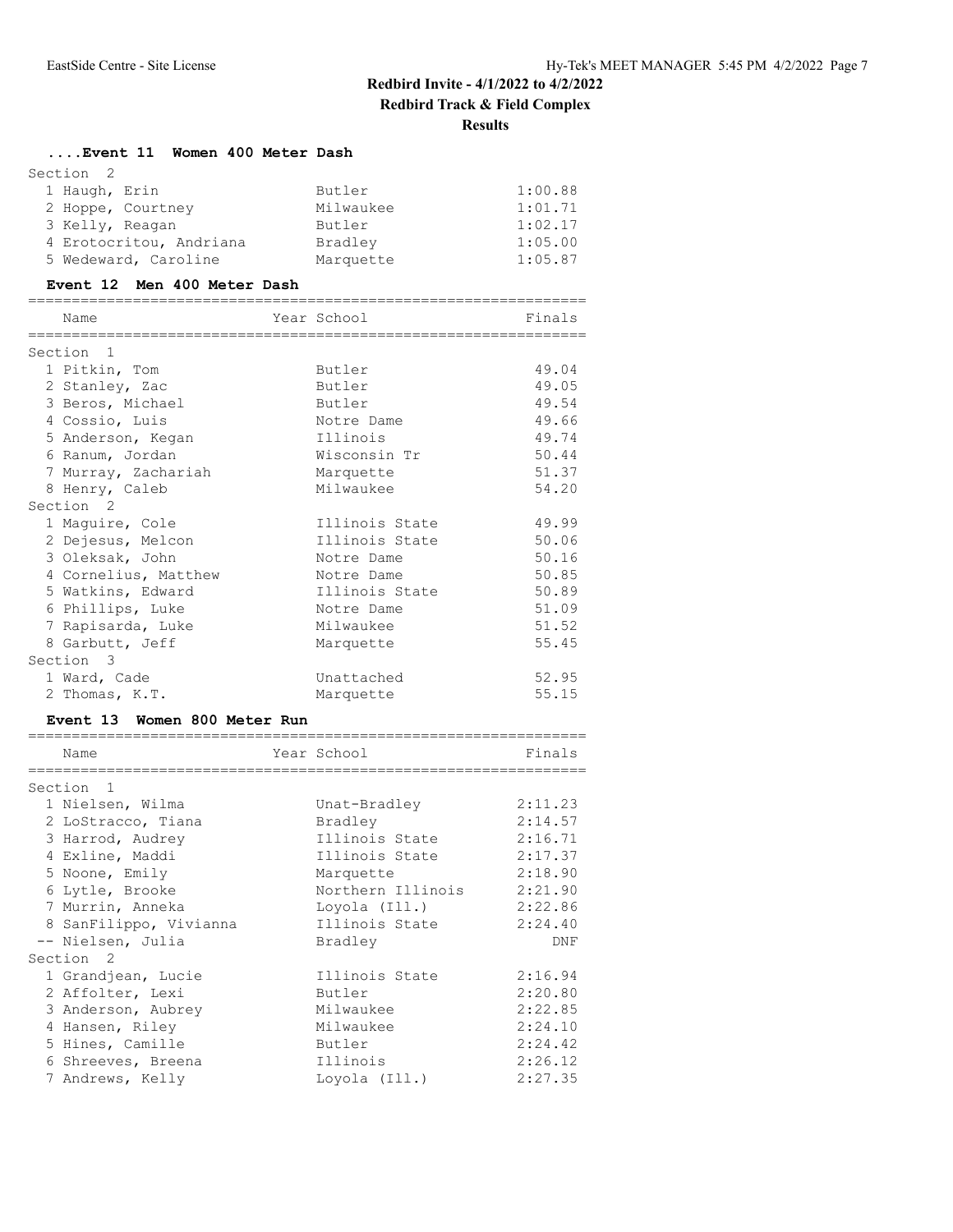## Redbird Invite - 4/1/2022 to 4/2/2022

### Redbird Track & Field Complex

### Results

#### ....Event 11 Women 400 Meter Dash

| Place | Name | Year | School | Finals |
|---|---|---|---|---|
| **Section 2** | | | | |
| 1 | Haugh, Erin | | Butler | 1:00.88 |
| 2 | Hoppe, Courtney | | Milwaukee | 1:01.71 |
| 3 | Kelly, Reagan | | Butler | 1:02.17 |
| 4 | Erotocritou, Andriana | | Bradley | 1:05.00 |
| 5 | Wedeward, Caroline | | Marquette | 1:05.87 |

#### Event 12 Men 400 Meter Dash

| Place | Name | Year | School | Finals |
|---|---|---|---|---|
| **Section 1** | | | | |
| 1 | Pitkin, Tom | | Butler | 49.04 |
| 2 | Stanley, Zac | | Butler | 49.05 |
| 3 | Beros, Michael | | Butler | 49.54 |
| 4 | Cossio, Luis | | Notre Dame | 49.66 |
| 5 | Anderson, Kegan | | Illinois | 49.74 |
| 6 | Ranum, Jordan | | Wisconsin Tr | 50.44 |
| 7 | Murray, Zachariah | | Marquette | 51.37 |
| 8 | Henry, Caleb | | Milwaukee | 54.20 |
| **Section 2** | | | | |
| 1 | Maguire, Cole | | Illinois State | 49.99 |
| 2 | Dejesus, Melcon | | Illinois State | 50.06 |
| 3 | Oleksak, John | | Notre Dame | 50.16 |
| 4 | Cornelius, Matthew | | Notre Dame | 50.85 |
| 5 | Watkins, Edward | | Illinois State | 50.89 |
| 6 | Phillips, Luke | | Notre Dame | 51.09 |
| 7 | Rapisarda, Luke | | Milwaukee | 51.52 |
| 8 | Garbutt, Jeff | | Marquette | 55.45 |
| **Section 3** | | | | |
| 1 | Ward, Cade | | Unattached | 52.95 |
| 2 | Thomas, K.T. | | Marquette | 55.15 |

#### Event 13 Women 800 Meter Run

| Place | Name | Year | School | Finals |
|---|---|---|---|---|
| **Section 1** | | | | |
| 1 | Nielsen, Wilma | | Unat-Bradley | 2:11.23 |
| 2 | LoStracco, Tiana | | Bradley | 2:14.57 |
| 3 | Harrod, Audrey | | Illinois State | 2:16.71 |
| 4 | Exline, Maddi | | Illinois State | 2:17.37 |
| 5 | Noone, Emily | | Marquette | 2:18.90 |
| 6 | Lytle, Brooke | | Northern Illinois | 2:21.90 |
| 7 | Murrin, Anneka | | Loyola (Ill.) | 2:22.86 |
| 8 | SanFilippo, Vivianna | | Illinois State | 2:24.40 |
| -- | Nielsen, Julia | | Bradley | DNF |
| **Section 2** | | | | |
| 1 | Grandjean, Lucie | | Illinois State | 2:16.94 |
| 2 | Affolter, Lexi | | Butler | 2:20.80 |
| 3 | Anderson, Aubrey | | Milwaukee | 2:22.85 |
| 4 | Hansen, Riley | | Milwaukee | 2:24.10 |
| 5 | Hines, Camille | | Butler | 2:24.42 |
| 6 | Shreeves, Breena | | Illinois | 2:26.12 |
| 7 | Andrews, Kelly | | Loyola (Ill.) | 2:27.35 |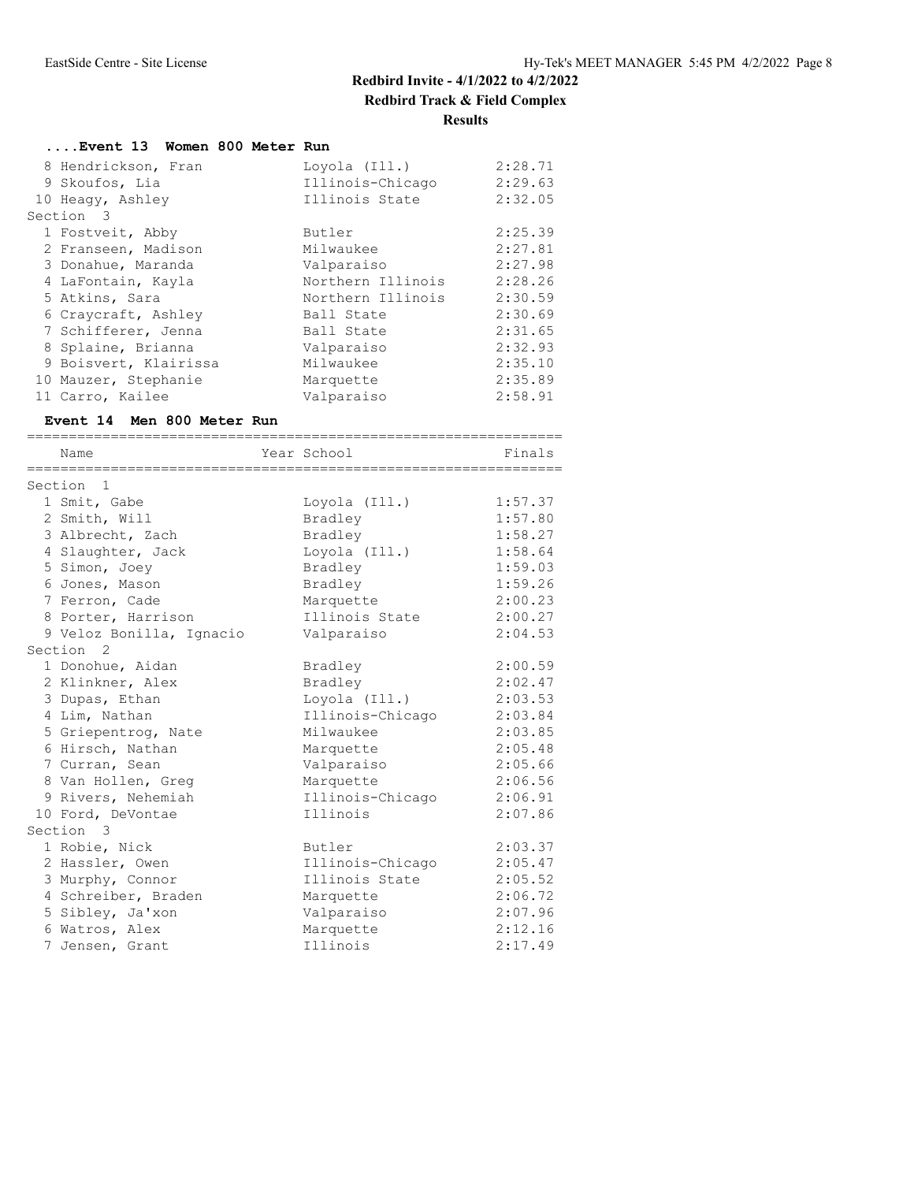## Redbird Invite - 4/1/2022 to 4/2/2022

## Redbird Track & Field Complex

## Results

### ....Event 13 Women 800 Meter Run

| Place | Name | School | Finals |
|---|---|---|---|
| 8 | Hendrickson, Fran | Loyola (Ill.) | 2:28.71 |
| 9 | Skoufos, Lia | Illinois-Chicago | 2:29.63 |
| 10 | Heagy, Ashley | Illinois State | 2:32.05 |
| **Section 3** | | | |
| 1 | Fostveit, Abby | Butler | 2:25.39 |
| 2 | Franseen, Madison | Milwaukee | 2:27.81 |
| 3 | Donahue, Maranda | Valparaiso | 2:27.98 |
| 4 | LaFontain, Kayla | Northern Illinois | 2:28.26 |
| 5 | Atkins, Sara | Northern Illinois | 2:30.59 |
| 6 | Craycraft, Ashley | Ball State | 2:30.69 |
| 7 | Schifferer, Jenna | Ball State | 2:31.65 |
| 8 | Splaine, Brianna | Valparaiso | 2:32.93 |
| 9 | Boisvert, Klairissa | Milwaukee | 2:35.10 |
| 10 | Mauzer, Stephanie | Marquette | 2:35.89 |
| 11 | Carro, Kailee | Valparaiso | 2:58.91 |

### Event 14 Men 800 Meter Run

| Place | Name | Year School | Finals |
|---|---|---|---|
| **Section 1** | | | |
| 1 | Smit, Gabe | Loyola (Ill.) | 1:57.37 |
| 2 | Smith, Will | Bradley | 1:57.80 |
| 3 | Albrecht, Zach | Bradley | 1:58.27 |
| 4 | Slaughter, Jack | Loyola (Ill.) | 1:58.64 |
| 5 | Simon, Joey | Bradley | 1:59.03 |
| 6 | Jones, Mason | Bradley | 1:59.26 |
| 7 | Ferron, Cade | Marquette | 2:00.23 |
| 8 | Porter, Harrison | Illinois State | 2:00.27 |
| 9 | Veloz Bonilla, Ignacio | Valparaiso | 2:04.53 |
| **Section 2** | | | |
| 1 | Donohue, Aidan | Bradley | 2:00.59 |
| 2 | Klinkner, Alex | Bradley | 2:02.47 |
| 3 | Dupas, Ethan | Loyola (Ill.) | 2:03.53 |
| 4 | Lim, Nathan | Illinois-Chicago | 2:03.84 |
| 5 | Griepentrog, Nate | Milwaukee | 2:03.85 |
| 6 | Hirsch, Nathan | Marquette | 2:05.48 |
| 7 | Curran, Sean | Valparaiso | 2:05.66 |
| 8 | Van Hollen, Greg | Marquette | 2:06.56 |
| 9 | Rivers, Nehemiah | Illinois-Chicago | 2:06.91 |
| 10 | Ford, DeVontae | Illinois | 2:07.86 |
| **Section 3** | | | |
| 1 | Robie, Nick | Butler | 2:03.37 |
| 2 | Hassler, Owen | Illinois-Chicago | 2:05.47 |
| 3 | Murphy, Connor | Illinois State | 2:05.52 |
| 4 | Schreiber, Braden | Marquette | 2:06.72 |
| 5 | Sibley, Ja'xon | Valparaiso | 2:07.96 |
| 6 | Watros, Alex | Marquette | 2:12.16 |
| 7 | Jensen, Grant | Illinois | 2:17.49 |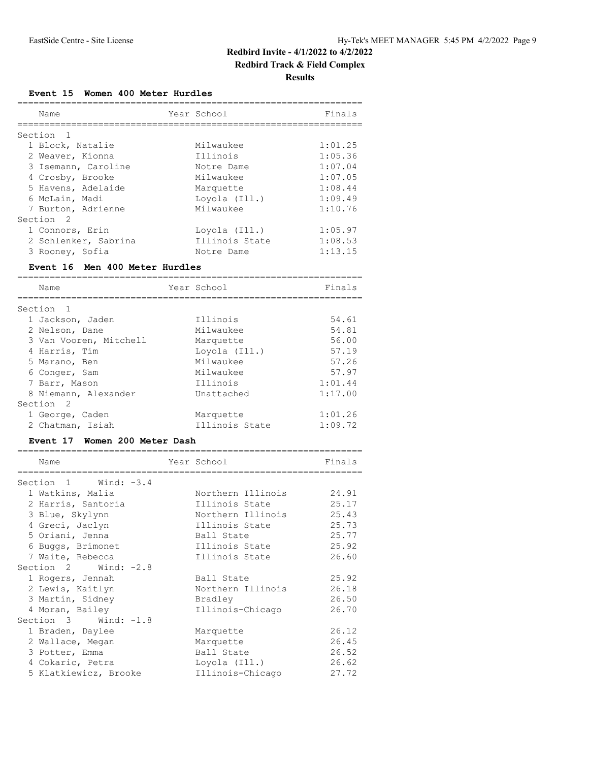# Redbird Invite - 4/1/2022 to 4/2/2022

## Redbird Track & Field Complex

### Results

#### Event 15 Women 400 Meter Hurdles

| Name | Year School | Finals |
|---|---|---|
| **Section 1** | | |
| 1 Block, Natalie | Milwaukee | 1:01.25 |
| 2 Weaver, Kionna | Illinois | 1:05.36 |
| 3 Isemann, Caroline | Notre Dame | 1:07.04 |
| 4 Crosby, Brooke | Milwaukee | 1:07.05 |
| 5 Havens, Adelaide | Marquette | 1:08.44 |
| 6 McLain, Madi | Loyola (Ill.) | 1:09.49 |
| 7 Burton, Adrienne | Milwaukee | 1:10.76 |
| **Section 2** | | |
| 1 Connors, Erin | Loyola (Ill.) | 1:05.97 |
| 2 Schlenker, Sabrina | Illinois State | 1:08.53 |
| 3 Rooney, Sofia | Notre Dame | 1:13.15 |

#### Event 16 Men 400 Meter Hurdles

| Name | Year School | Finals |
|---|---|---|
| **Section 1** | | |
| 1 Jackson, Jaden | Illinois | 54.61 |
| 2 Nelson, Dane | Milwaukee | 54.81 |
| 3 Van Vooren, Mitchell | Marquette | 56.00 |
| 4 Harris, Tim | Loyola (Ill.) | 57.19 |
| 5 Marano, Ben | Milwaukee | 57.26 |
| 6 Conger, Sam | Milwaukee | 57.97 |
| 7 Barr, Mason | Illinois | 1:01.44 |
| 8 Niemann, Alexander | Unattached | 1:17.00 |
| **Section 2** | | |
| 1 George, Caden | Marquette | 1:01.26 |
| 2 Chatman, Isiah | Illinois State | 1:09.72 |

#### Event 17 Women 200 Meter Dash

| Name | Year School | Finals |
|---|---|---|
| **Section 1 Wind: -3.4** | | |
| 1 Watkins, Malia | Northern Illinois | 24.91 |
| 2 Harris, Santoria | Illinois State | 25.17 |
| 3 Blue, Skylynn | Northern Illinois | 25.43 |
| 4 Greci, Jaclyn | Illinois State | 25.73 |
| 5 Oriani, Jenna | Ball State | 25.77 |
| 6 Buggs, Brimonet | Illinois State | 25.92 |
| 7 Waite, Rebecca | Illinois State | 26.60 |
| **Section 2 Wind: -2.8** | | |
| 1 Rogers, Jennah | Ball State | 25.92 |
| 2 Lewis, Kaitlyn | Northern Illinois | 26.18 |
| 3 Martin, Sidney | Bradley | 26.50 |
| 4 Moran, Bailey | Illinois-Chicago | 26.70 |
| **Section 3 Wind: -1.8** | | |
| 1 Braden, Daylee | Marquette | 26.12 |
| 2 Wallace, Megan | Marquette | 26.45 |
| 3 Potter, Emma | Ball State | 26.52 |
| 4 Cokaric, Petra | Loyola (Ill.) | 26.62 |
| 5 Klatkiewicz, Brooke | Illinois-Chicago | 27.72 |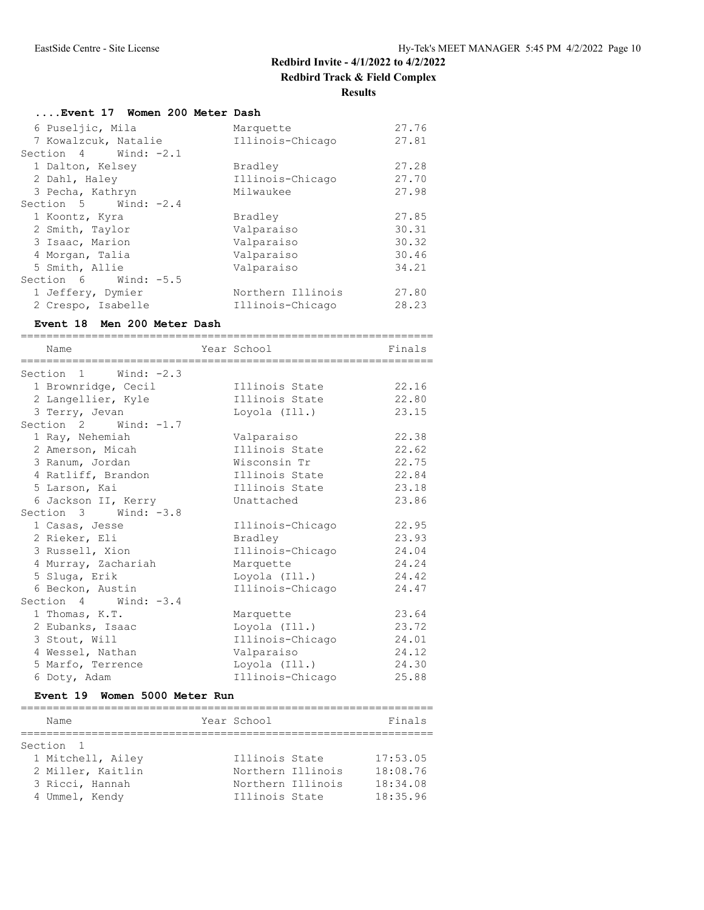# Redbird Invite - 4/1/2022 to 4/2/2022

## Redbird Track & Field Complex

### Results

#### ....Event 17 Women 200 Meter Dash

| Name | School | Finals |
|---|---|---|
| 6 Puseljic, Mila | Marquette | 27.76 |
| 7 Kowalzcuk, Natalie | Illinois-Chicago | 27.81 |
| **Section 4 Wind: -2.1** | | |
| 1 Dalton, Kelsey | Bradley | 27.28 |
| 2 Dahl, Haley | Illinois-Chicago | 27.70 |
| 3 Pecha, Kathryn | Milwaukee | 27.98 |
| **Section 5 Wind: -2.4** | | |
| 1 Koontz, Kyra | Bradley | 27.85 |
| 2 Smith, Taylor | Valparaiso | 30.31 |
| 3 Isaac, Marion | Valparaiso | 30.32 |
| 4 Morgan, Talia | Valparaiso | 30.46 |
| 5 Smith, Allie | Valparaiso | 34.21 |
| **Section 6 Wind: -5.5** | | |
| 1 Jeffery, Dymier | Northern Illinois | 27.80 |
| 2 Crespo, Isabelle | Illinois-Chicago | 28.23 |

#### Event 18 Men 200 Meter Dash

| Name | Year School | Finals |
|---|---|---|
| **Section 1 Wind: -2.3** | | |
| 1 Brownridge, Cecil | Illinois State | 22.16 |
| 2 Langellier, Kyle | Illinois State | 22.80 |
| 3 Terry, Jevan | Loyola (Ill.) | 23.15 |
| **Section 2 Wind: -1.7** | | |
| 1 Ray, Nehemiah | Valparaiso | 22.38 |
| 2 Amerson, Micah | Illinois State | 22.62 |
| 3 Ranum, Jordan | Wisconsin Tr | 22.75 |
| 4 Ratliff, Brandon | Illinois State | 22.84 |
| 5 Larson, Kai | Illinois State | 23.18 |
| 6 Jackson II, Kerry | Unattached | 23.86 |
| **Section 3 Wind: -3.8** | | |
| 1 Casas, Jesse | Illinois-Chicago | 22.95 |
| 2 Rieker, Eli | Bradley | 23.93 |
| 3 Russell, Xion | Illinois-Chicago | 24.04 |
| 4 Murray, Zachariah | Marquette | 24.24 |
| 5 Sluga, Erik | Loyola (Ill.) | 24.42 |
| 6 Beckon, Austin | Illinois-Chicago | 24.47 |
| **Section 4 Wind: -3.4** | | |
| 1 Thomas, K.T. | Marquette | 23.64 |
| 2 Eubanks, Isaac | Loyola (Ill.) | 23.72 |
| 3 Stout, Will | Illinois-Chicago | 24.01 |
| 4 Wessel, Nathan | Valparaiso | 24.12 |
| 5 Marfo, Terrence | Loyola (Ill.) | 24.30 |
| 6 Doty, Adam | Illinois-Chicago | 25.88 |

#### Event 19 Women 5000 Meter Run

| Name | Year School | Finals |
|---|---|---|
| **Section 1** | | |
| 1 Mitchell, Ailey | Illinois State | 17:53.05 |
| 2 Miller, Kaitlin | Northern Illinois | 18:08.76 |
| 3 Ricci, Hannah | Northern Illinois | 18:34.08 |
| 4 Ummel, Kendy | Illinois State | 18:35.96 |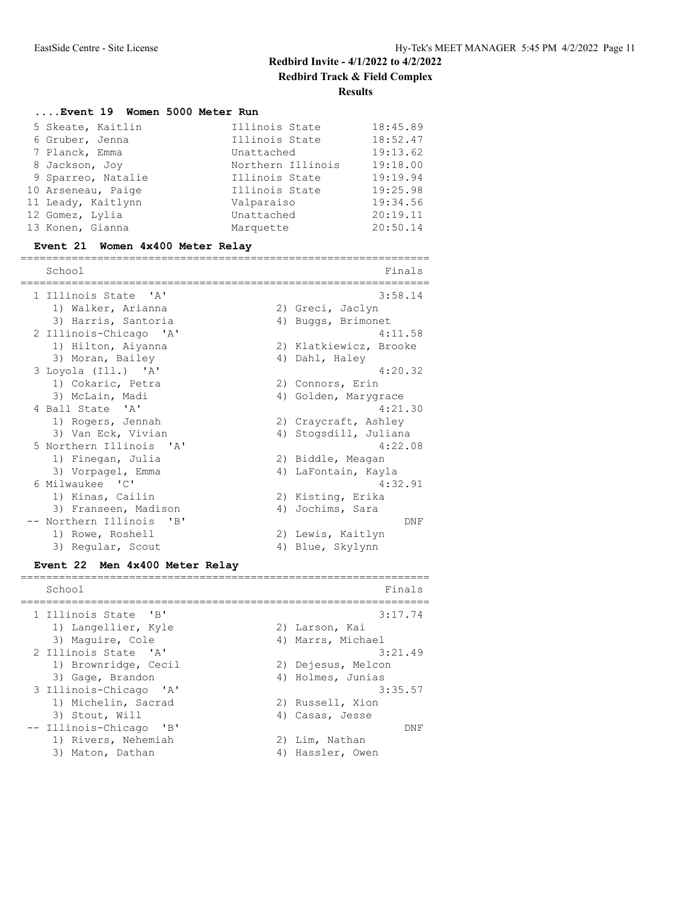## Redbird Invite - 4/1/2022 to 4/2/2022
## Redbird Track & Field Complex
## Results

### ....Event 19 Women 5000 Meter Run

| Place | Name | School | Time |
|---|---|---|---|
| 5 | Skeate, Kaitlin | Illinois State | 18:45.89 |
| 6 | Gruber, Jenna | Illinois State | 18:52.47 |
| 7 | Planck, Emma | Unattached | 19:13.62 |
| 8 | Jackson, Joy | Northern Illinois | 19:18.00 |
| 9 | Sparreo, Natalie | Illinois State | 19:19.94 |
| 10 | Arseneau, Paige | Illinois State | 19:25.98 |
| 11 | Leady, Kaitlynn | Valparaiso | 19:34.56 |
| 12 | Gomez, Lylia | Unattached | 20:19.11 |
| 13 | Konen, Gianna | Marquette | 20:50.14 |

### Event 21 Women 4x400 Meter Relay

| Place | School | Finals |
|---|---|---|
| 1 | Illinois State 'A' | 3:58.14 |
| | 1) Walker, Arianna; 2) Greci, Jaclyn; 3) Harris, Santoria; 4) Buggs, Brimonet | |
| 2 | Illinois-Chicago 'A' | 4:11.58 |
| | 1) Hilton, Aiyanna; 2) Klatkiewicz, Brooke; 3) Moran, Bailey; 4) Dahl, Haley | |
| 3 | Loyola (Ill.) 'A' | 4:20.32 |
| | 1) Cokaric, Petra; 2) Connors, Erin; 3) McLain, Madi; 4) Golden, Marygrace | |
| 4 | Ball State 'A' | 4:21.30 |
| | 1) Rogers, Jennah; 2) Craycraft, Ashley; 3) Van Eck, Vivian; 4) Stogsdill, Juliana | |
| 5 | Northern Illinois 'A' | 4:22.08 |
| | 1) Finegan, Julia; 2) Biddle, Meagan; 3) Vorpagel, Emma; 4) LaFontain, Kayla | |
| 6 | Milwaukee 'C' | 4:32.91 |
| | 1) Kinas, Cailin; 2) Kisting, Erika; 3) Franseen, Madison; 4) Jochims, Sara | |
| -- | Northern Illinois 'B' | DNF |
| | 1) Rowe, Roshell; 2) Lewis, Kaitlyn; 3) Regular, Scout; 4) Blue, Skylynn | |

### Event 22 Men 4x400 Meter Relay

| Place | School | Finals |
|---|---|---|
| 1 | Illinois State 'B' | 3:17.74 |
| | 1) Langellier, Kyle; 2) Larson, Kai; 3) Maguire, Cole; 4) Marrs, Michael | |
| 2 | Illinois State 'A' | 3:21.49 |
| | 1) Brownridge, Cecil; 2) Dejesus, Melcon; 3) Gage, Brandon; 4) Holmes, Junias | |
| 3 | Illinois-Chicago 'A' | 3:35.57 |
| | 1) Michelin, Sacrad; 2) Russell, Xion; 3) Stout, Will; 4) Casas, Jesse | |
| -- | Illinois-Chicago 'B' | DNF |
| | 1) Rivers, Nehemiah; 2) Lim, Nathan; 3) Maton, Dathan; 4) Hassler, Owen | |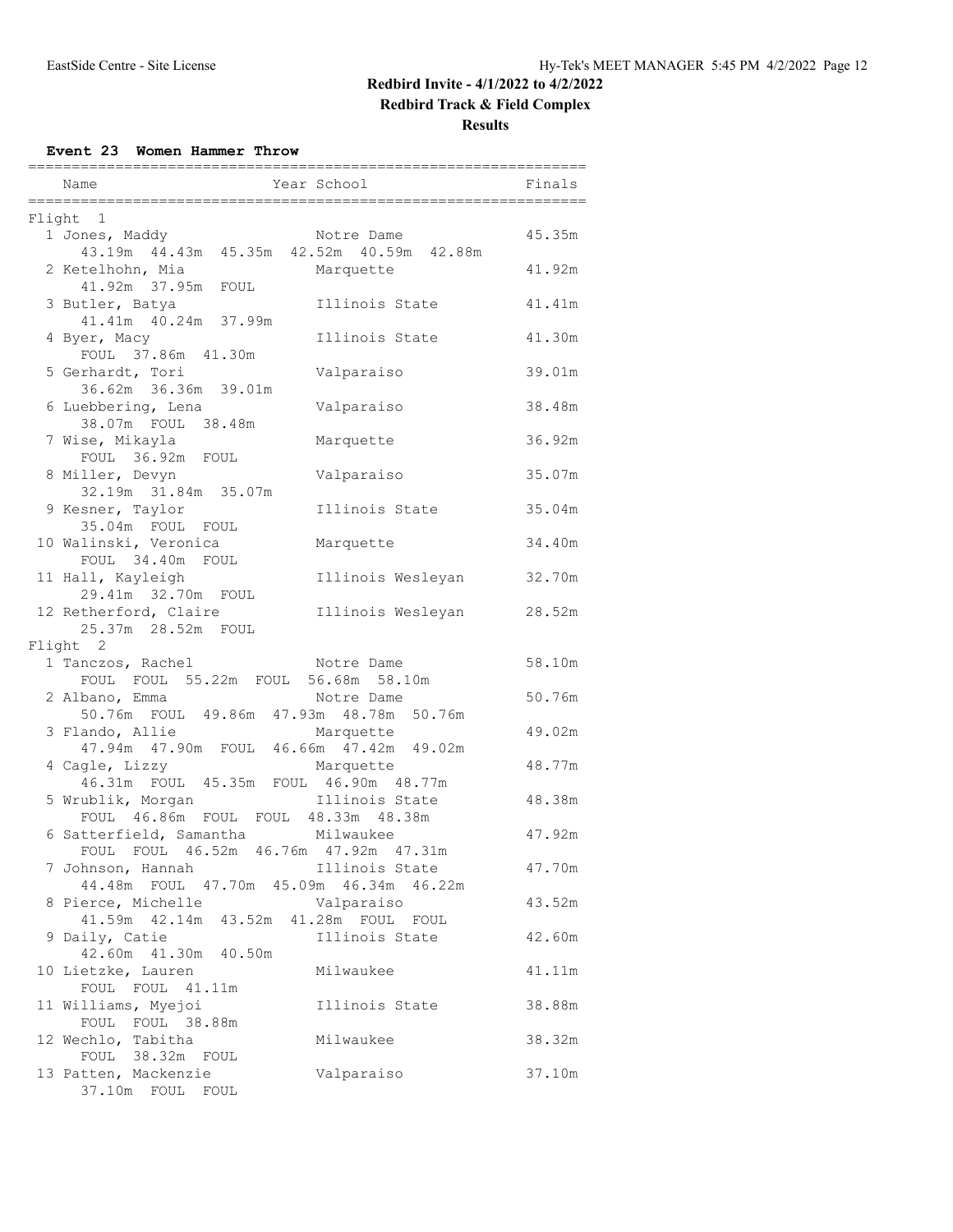# Redbird Invite - 4/1/2022 to 4/2/2022

## Redbird Track & Field Complex

### Results

**Event 23 Women Hammer Throw**

| Place | Name | Year | School | Finals |
|---|---|---|---|---|
| **Flight 1** | | | | |
| 1 | Jones, Maddy | | Notre Dame | 45.35m |
| | 43.19m 44.43m 45.35m 42.52m 40.59m 42.88m | | | |
| 2 | Ketelhohn, Mia | | Marquette | 41.92m |
| | 41.92m 37.95m FOUL | | | |
| 3 | Butler, Batya | | Illinois State | 41.41m |
| | 41.41m 40.24m 37.99m | | | |
| 4 | Byer, Macy | | Illinois State | 41.30m |
| | FOUL 37.86m 41.30m | | | |
| 5 | Gerhardt, Tori | | Valparaiso | 39.01m |
| | 36.62m 36.36m 39.01m | | | |
| 6 | Luebbering, Lena | | Valparaiso | 38.48m |
| | 38.07m FOUL 38.48m | | | |
| 7 | Wise, Mikayla | | Marquette | 36.92m |
| | FOUL 36.92m FOUL | | | |
| 8 | Miller, Devyn | | Valparaiso | 35.07m |
| | 32.19m 31.84m 35.07m | | | |
| 9 | Kesner, Taylor | | Illinois State | 35.04m |
| | 35.04m FOUL FOUL | | | |
| 10 | Walinski, Veronica | | Marquette | 34.40m |
| | FOUL 34.40m FOUL | | | |
| 11 | Hall, Kayleigh | | Illinois Wesleyan | 32.70m |
| | 29.41m 32.70m FOUL | | | |
| 12 | Retherford, Claire | | Illinois Wesleyan | 28.52m |
| | 25.37m 28.52m FOUL | | | |
| **Flight 2** | | | | |
| 1 | Tanczos, Rachel | | Notre Dame | 58.10m |
| | FOUL FOUL 55.22m FOUL 56.68m 58.10m | | | |
| 2 | Albano, Emma | | Notre Dame | 50.76m |
| | 50.76m FOUL 49.86m 47.93m 48.78m 50.76m | | | |
| 3 | Flando, Allie | | Marquette | 49.02m |
| | 47.94m 47.90m FOUL 46.66m 47.42m 49.02m | | | |
| 4 | Cagle, Lizzy | | Marquette | 48.77m |
| | 46.31m FOUL 45.35m FOUL 46.90m 48.77m | | | |
| 5 | Wrublik, Morgan | | Illinois State | 48.38m |
| | FOUL 46.86m FOUL FOUL 48.33m 48.38m | | | |
| 6 | Satterfield, Samantha | | Milwaukee | 47.92m |
| | FOUL FOUL 46.52m 46.76m 47.92m 47.31m | | | |
| 7 | Johnson, Hannah | | Illinois State | 47.70m |
| | 44.48m FOUL 47.70m 45.09m 46.34m 46.22m | | | |
| 8 | Pierce, Michelle | | Valparaiso | 43.52m |
| | 41.59m 42.14m 43.52m 41.28m FOUL FOUL | | | |
| 9 | Daily, Catie | | Illinois State | 42.60m |
| | 42.60m 41.30m 40.50m | | | |
| 10 | Lietzke, Lauren | | Milwaukee | 41.11m |
| | FOUL FOUL 41.11m | | | |
| 11 | Williams, Myejoi | | Illinois State | 38.88m |
| | FOUL FOUL 38.88m | | | |
| 12 | Wechlo, Tabitha | | Milwaukee | 38.32m |
| | FOUL 38.32m FOUL | | | |
| 13 | Patten, Mackenzie | | Valparaiso | 37.10m |
| | 37.10m FOUL FOUL | | | |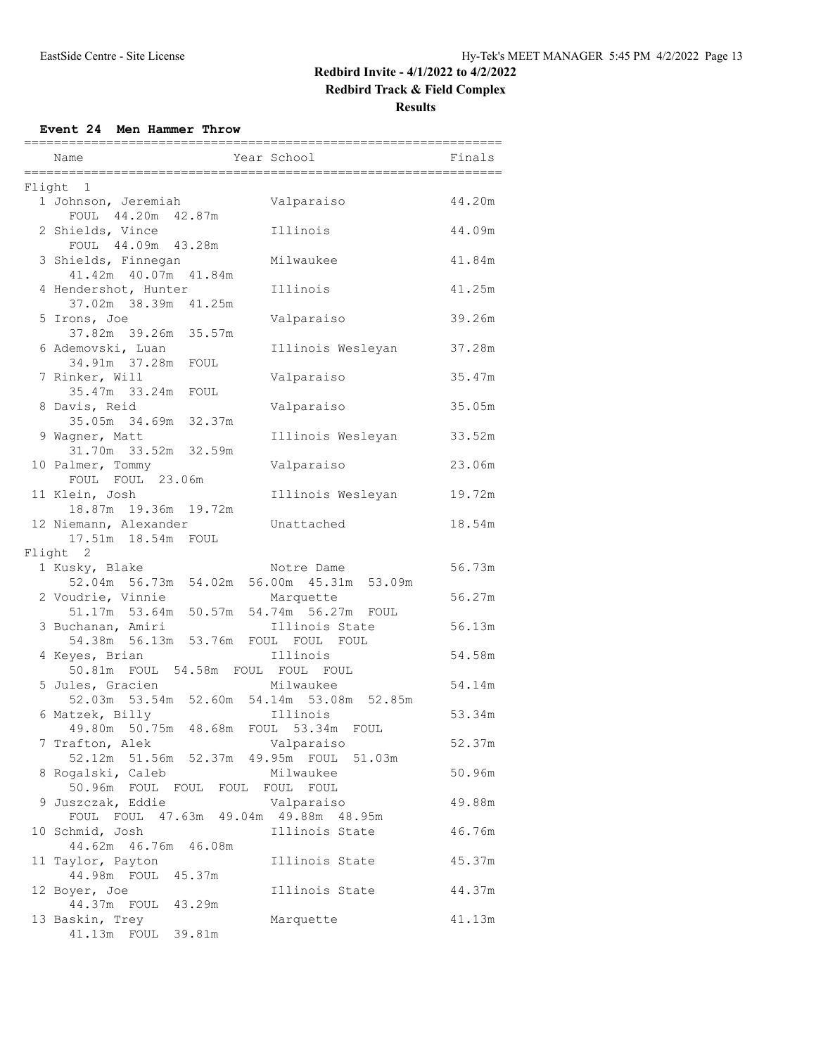# Redbird Invite - 4/1/2022 to 4/2/2022

## Redbird Track & Field Complex

### Results

**Event 24 Men Hammer Throw**

| Place | Name | Year | School | Finals |
|---|---|---|---|---|
| **Flight 1** | | | | |
| 1 | Johnson, Jeremiah | | Valparaiso | 44.20m |
| | FOUL 44.20m 42.87m | | | |
| 2 | Shields, Vince | | Illinois | 44.09m |
| | FOUL 44.09m 43.28m | | | |
| 3 | Shields, Finnegan | | Milwaukee | 41.84m |
| | 41.42m 40.07m 41.84m | | | |
| 4 | Hendershot, Hunter | | Illinois | 41.25m |
| | 37.02m 38.39m 41.25m | | | |
| 5 | Irons, Joe | | Valparaiso | 39.26m |
| | 37.82m 39.26m 35.57m | | | |
| 6 | Ademovski, Luan | | Illinois Wesleyan | 37.28m |
| | 34.91m 37.28m FOUL | | | |
| 7 | Rinker, Will | | Valparaiso | 35.47m |
| | 35.47m 33.24m FOUL | | | |
| 8 | Davis, Reid | | Valparaiso | 35.05m |
| | 35.05m 34.69m 32.37m | | | |
| 9 | Wagner, Matt | | Illinois Wesleyan | 33.52m |
| | 31.70m 33.52m 32.59m | | | |
| 10 | Palmer, Tommy | | Valparaiso | 23.06m |
| | FOUL FOUL 23.06m | | | |
| 11 | Klein, Josh | | Illinois Wesleyan | 19.72m |
| | 18.87m 19.36m 19.72m | | | |
| 12 | Niemann, Alexander | | Unattached | 18.54m |
| | 17.51m 18.54m FOUL | | | |
| **Flight 2** | | | | |
| 1 | Kusky, Blake | | Notre Dame | 56.73m |
| | 52.04m 56.73m 54.02m 56.00m 45.31m 53.09m | | | |
| 2 | Voudrie, Vinnie | | Marquette | 56.27m |
| | 51.17m 53.64m 50.57m 54.74m 56.27m FOUL | | | |
| 3 | Buchanan, Amiri | | Illinois State | 56.13m |
| | 54.38m 56.13m 53.76m FOUL FOUL FOUL | | | |
| 4 | Keyes, Brian | | Illinois | 54.58m |
| | 50.81m FOUL 54.58m FOUL FOUL FOUL | | | |
| 5 | Jules, Gracien | | Milwaukee | 54.14m |
| | 52.03m 53.54m 52.60m 54.14m 53.08m 52.85m | | | |
| 6 | Matzek, Billy | | Illinois | 53.34m |
| | 49.80m 50.75m 48.68m FOUL 53.34m FOUL | | | |
| 7 | Trafton, Alek | | Valparaiso | 52.37m |
| | 52.12m 51.56m 52.37m 49.95m FOUL 51.03m | | | |
| 8 | Rogalski, Caleb | | Milwaukee | 50.96m |
| | 50.96m FOUL FOUL FOUL FOUL FOUL | | | |
| 9 | Juszczak, Eddie | | Valparaiso | 49.88m |
| | FOUL FOUL 47.63m 49.04m 49.88m 48.95m | | | |
| 10 | Schmid, Josh | | Illinois State | 46.76m |
| | 44.62m 46.76m 46.08m | | | |
| 11 | Taylor, Payton | | Illinois State | 45.37m |
| | 44.98m FOUL 45.37m | | | |
| 12 | Boyer, Joe | | Illinois State | 44.37m |
| | 44.37m FOUL 43.29m | | | |
| 13 | Baskin, Trey | | Marquette | 41.13m |
| | 41.13m FOUL 39.81m | | | |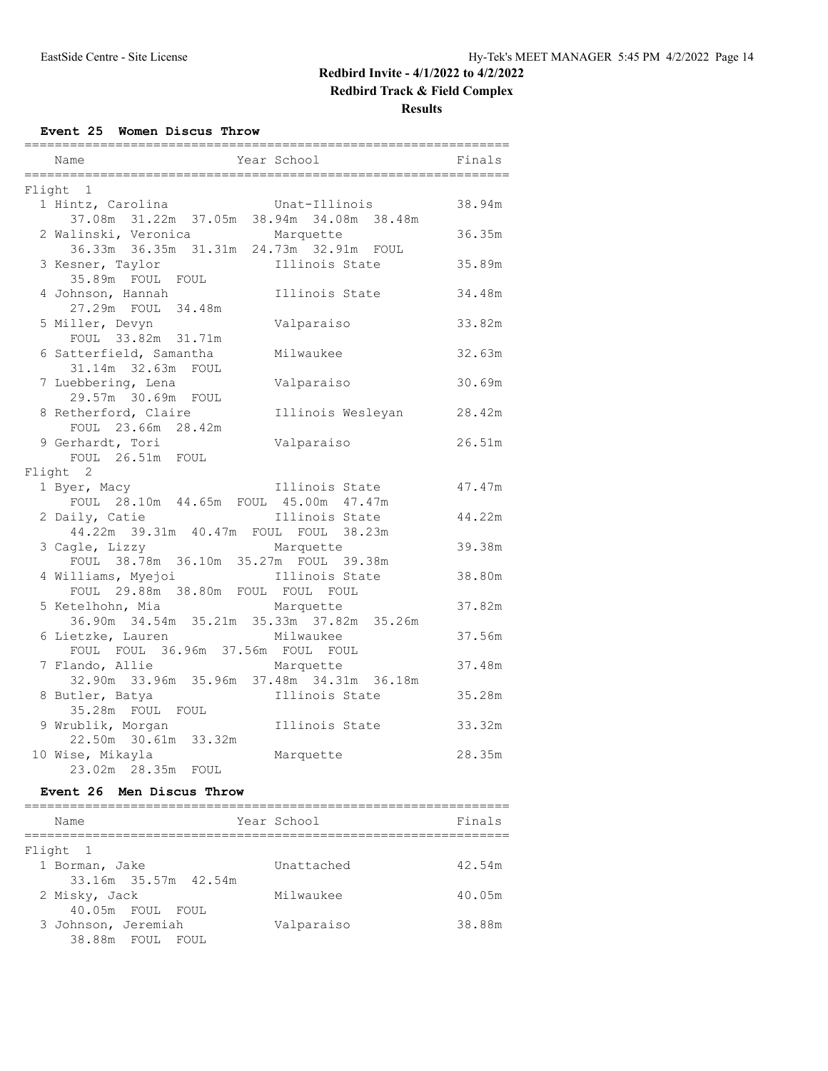# Redbird Invite - 4/1/2022 to 4/2/2022

## Redbird Track & Field Complex

### Results

**Event 25 Women Discus Throw**

| Name | Year School | Finals |
|---|---|---|
| **Flight 1** | | |
| 1 Hintz, Carolina | Unat-Illinois | 38.94m |
| 37.08m 31.22m 37.05m 38.94m 34.08m 38.48m | | |
| 2 Walinski, Veronica | Marquette | 36.35m |
| 36.33m 36.35m 31.31m 24.73m 32.91m FOUL | | |
| 3 Kesner, Taylor | Illinois State | 35.89m |
| 35.89m FOUL FOUL | | |
| 4 Johnson, Hannah | Illinois State | 34.48m |
| 27.29m FOUL 34.48m | | |
| 5 Miller, Devyn | Valparaiso | 33.82m |
| FOUL 33.82m 31.71m | | |
| 6 Satterfield, Samantha | Milwaukee | 32.63m |
| 31.14m 32.63m FOUL | | |
| 7 Luebbering, Lena | Valparaiso | 30.69m |
| 29.57m 30.69m FOUL | | |
| 8 Retherford, Claire | Illinois Wesleyan | 28.42m |
| FOUL 23.66m 28.42m | | |
| 9 Gerhardt, Tori | Valparaiso | 26.51m |
| FOUL 26.51m FOUL | | |
| **Flight 2** | | |
| 1 Byer, Macy | Illinois State | 47.47m |
| FOUL 28.10m 44.65m FOUL 45.00m 47.47m | | |
| 2 Daily, Catie | Illinois State | 44.22m |
| 44.22m 39.31m 40.47m FOUL FOUL 38.23m | | |
| 3 Cagle, Lizzy | Marquette | 39.38m |
| FOUL 38.78m 36.10m 35.27m FOUL 39.38m | | |
| 4 Williams, Myejoi | Illinois State | 38.80m |
| FOUL 29.88m 38.80m FOUL FOUL FOUL | | |
| 5 Ketelhohn, Mia | Marquette | 37.82m |
| 36.90m 34.54m 35.21m 35.33m 37.82m 35.26m | | |
| 6 Lietzke, Lauren | Milwaukee | 37.56m |
| FOUL FOUL 36.96m 37.56m FOUL FOUL | | |
| 7 Flando, Allie | Marquette | 37.48m |
| 32.90m 33.96m 35.96m 37.48m 34.31m 36.18m | | |
| 8 Butler, Batya | Illinois State | 35.28m |
| 35.28m FOUL FOUL | | |
| 9 Wrublik, Morgan | Illinois State | 33.32m |
| 22.50m 30.61m 33.32m | | |
| 10 Wise, Mikayla | Marquette | 28.35m |
| 23.02m 28.35m FOUL | | |

**Event 26 Men Discus Throw**

| Name | Year School | Finals |
|---|---|---|
| **Flight 1** | | |
| 1 Borman, Jake | Unattached | 42.54m |
| 33.16m 35.57m 42.54m | | |
| 2 Misky, Jack | Milwaukee | 40.05m |
| 40.05m FOUL FOUL | | |
| 3 Johnson, Jeremiah | Valparaiso | 38.88m |
| 38.88m FOUL FOUL | | |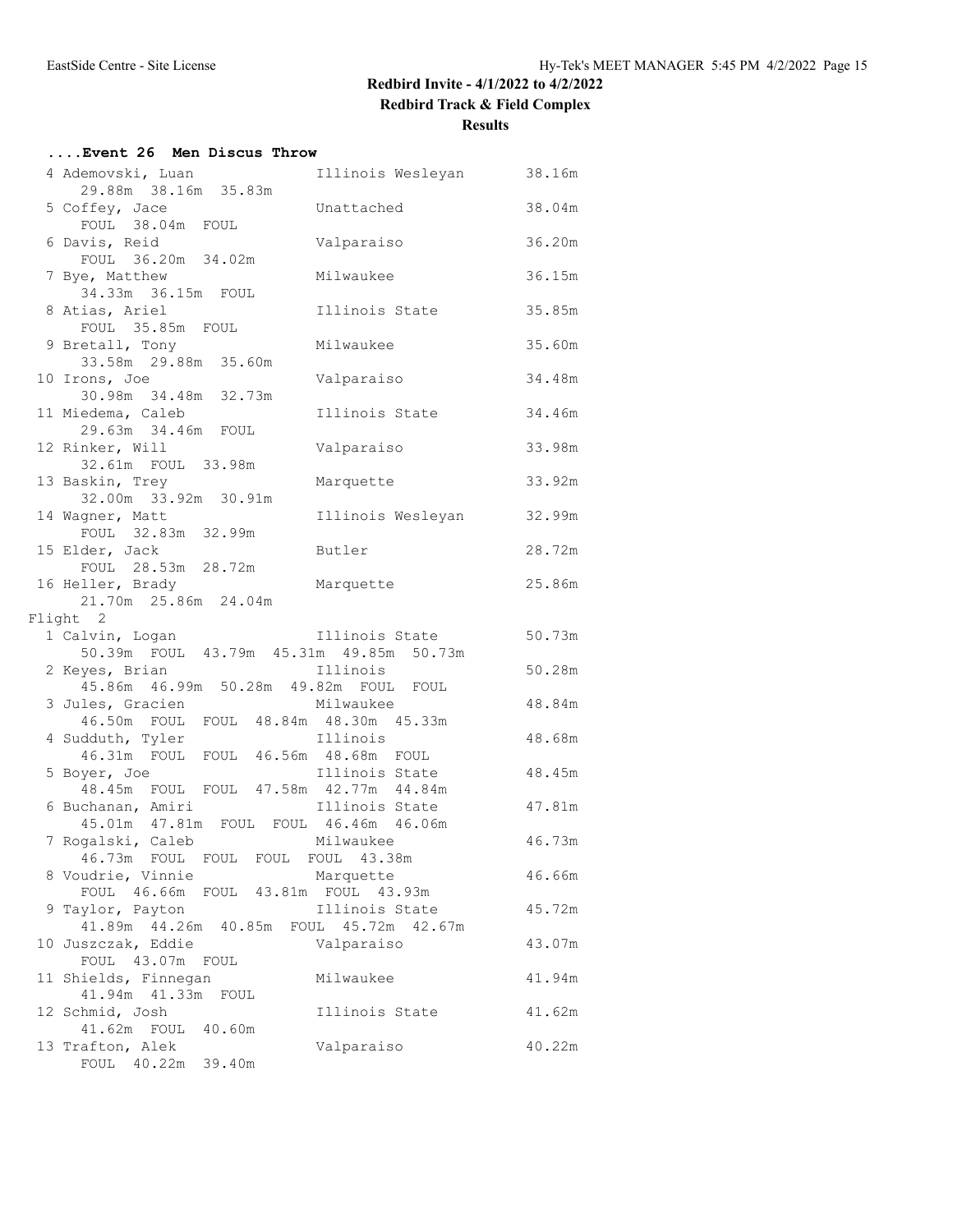# Redbird Invite - 4/1/2022 to 4/2/2022

## Redbird Track & Field Complex

### Results

#### ....Event 26 Men Discus Throw

| Place | Name | Team | Mark |
|---|---|---|---|
| 4 | Ademovski, Luan | Illinois Wesleyan | 38.16m |
| | 29.88m 38.16m 35.83m | | |
| 5 | Coffey, Jace | Unattached | 38.04m |
| | FOUL 38.04m FOUL | | |
| 6 | Davis, Reid | Valparaiso | 36.20m |
| | FOUL 36.20m 34.02m | | |
| 7 | Bye, Matthew | Milwaukee | 36.15m |
| | 34.33m 36.15m FOUL | | |
| 8 | Atias, Ariel | Illinois State | 35.85m |
| | FOUL 35.85m FOUL | | |
| 9 | Bretall, Tony | Milwaukee | 35.60m |
| | 33.58m 29.88m 35.60m | | |
| 10 | Irons, Joe | Valparaiso | 34.48m |
| | 30.98m 34.48m 32.73m | | |
| 11 | Miedema, Caleb | Illinois State | 34.46m |
| | 29.63m 34.46m FOUL | | |
| 12 | Rinker, Will | Valparaiso | 33.98m |
| | 32.61m FOUL 33.98m | | |
| 13 | Baskin, Trey | Marquette | 33.92m |
| | 32.00m 33.92m 30.91m | | |
| 14 | Wagner, Matt | Illinois Wesleyan | 32.99m |
| | FOUL 32.83m 32.99m | | |
| 15 | Elder, Jack | Butler | 28.72m |
| | FOUL 28.53m 28.72m | | |
| 16 | Heller, Brady | Marquette | 25.86m |
| | 21.70m 25.86m 24.04m | | |

Flight 2

| Place | Name | Team | Mark |
|---|---|---|---|
| 1 | Calvin, Logan | Illinois State | 50.73m |
| | 50.39m FOUL 43.79m 45.31m 49.85m 50.73m | | |
| 2 | Keyes, Brian | Illinois | 50.28m |
| | 45.86m 46.99m 50.28m 49.82m FOUL FOUL | | |
| 3 | Jules, Gracien | Milwaukee | 48.84m |
| | 46.50m FOUL FOUL 48.84m 48.30m 45.33m | | |
| 4 | Sudduth, Tyler | Illinois | 48.68m |
| | 46.31m FOUL FOUL 46.56m 48.68m FOUL | | |
| 5 | Boyer, Joe | Illinois State | 48.45m |
| | 48.45m FOUL FOUL 47.58m 42.77m 44.84m | | |
| 6 | Buchanan, Amiri | Illinois State | 47.81m |
| | 45.01m 47.81m FOUL FOUL 46.46m 46.06m | | |
| 7 | Rogalski, Caleb | Milwaukee | 46.73m |
| | 46.73m FOUL FOUL FOUL FOUL 43.38m | | |
| 8 | Voudrie, Vinnie | Marquette | 46.66m |
| | FOUL 46.66m FOUL 43.81m FOUL 43.93m | | |
| 9 | Taylor, Payton | Illinois State | 45.72m |
| | 41.89m 44.26m 40.85m FOUL 45.72m 42.67m | | |
| 10 | Juszczak, Eddie | Valparaiso | 43.07m |
| | FOUL 43.07m FOUL | | |
| 11 | Shields, Finnegan | Milwaukee | 41.94m |
| | 41.94m 41.33m FOUL | | |
| 12 | Schmid, Josh | Illinois State | 41.62m |
| | 41.62m FOUL 40.60m | | |
| 13 | Trafton, Alek | Valparaiso | 40.22m |
| | FOUL 40.22m 39.40m | | |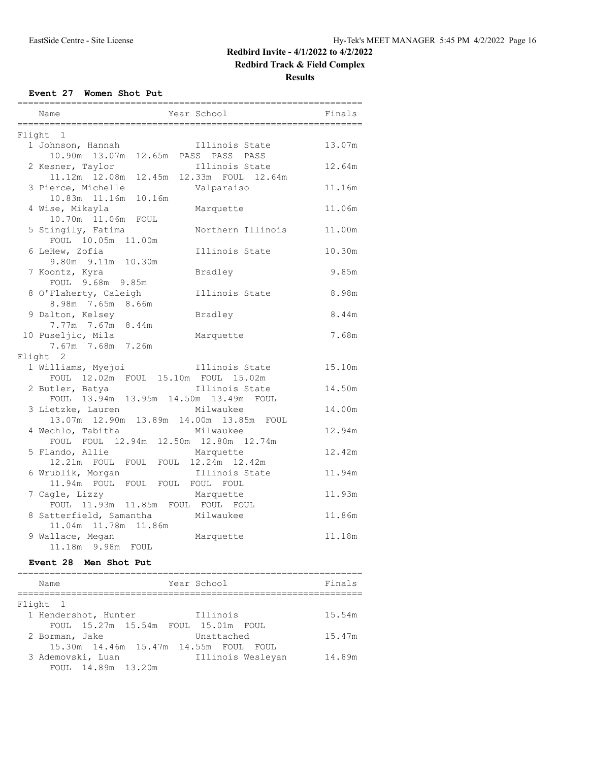# Redbird Invite - 4/1/2022 to 4/2/2022

## Redbird Track & Field Complex

### Results

**Event 27 Women Shot Put**

| Name | Year School | Finals |
|---|---|---|
| **Flight 1** | | |
| 1 Johnson, Hannah | Illinois State | 13.07m |
| 10.90m 13.07m 12.65m PASS PASS PASS | | |
| 2 Kesner, Taylor | Illinois State | 12.64m |
| 11.12m 12.08m 12.45m 12.33m FOUL 12.64m | | |
| 3 Pierce, Michelle | Valparaiso | 11.16m |
| 10.83m 11.16m 10.16m | | |
| 4 Wise, Mikayla | Marquette | 11.06m |
| 10.70m 11.06m FOUL | | |
| 5 Stingily, Fatima | Northern Illinois | 11.00m |
| FOUL 10.05m 11.00m | | |
| 6 LeHew, Zofia | Illinois State | 10.30m |
| 9.80m 9.11m 10.30m | | |
| 7 Koontz, Kyra | Bradley | 9.85m |
| FOUL 9.68m 9.85m | | |
| 8 O'Flaherty, Caleigh | Illinois State | 8.98m |
| 8.98m 7.65m 8.66m | | |
| 9 Dalton, Kelsey | Bradley | 8.44m |
| 7.77m 7.67m 8.44m | | |
| 10 Puseljic, Mila | Marquette | 7.68m |
| 7.67m 7.68m 7.26m | | |
| **Flight 2** | | |
| 1 Williams, Myejoi | Illinois State | 15.10m |
| FOUL 12.02m FOUL 15.10m FOUL 15.02m | | |
| 2 Butler, Batya | Illinois State | 14.50m |
| FOUL 13.94m 13.95m 14.50m 13.49m FOUL | | |
| 3 Lietzke, Lauren | Milwaukee | 14.00m |
| 13.07m 12.90m 13.89m 14.00m 13.85m FOUL | | |
| 4 Wechlo, Tabitha | Milwaukee | 12.94m |
| FOUL FOUL 12.94m 12.50m 12.80m 12.74m | | |
| 5 Flando, Allie | Marquette | 12.42m |
| 12.21m FOUL FOUL FOUL 12.24m 12.42m | | |
| 6 Wrublik, Morgan | Illinois State | 11.94m |
| 11.94m FOUL FOUL FOUL FOUL FOUL | | |
| 7 Cagle, Lizzy | Marquette | 11.93m |
| FOUL 11.93m 11.85m FOUL FOUL FOUL | | |
| 8 Satterfield, Samantha | Milwaukee | 11.86m |
| 11.04m 11.78m 11.86m | | |
| 9 Wallace, Megan | Marquette | 11.18m |
| 11.18m 9.98m FOUL | | |

**Event 28 Men Shot Put**

| Name | Year School | Finals |
|---|---|---|
| **Flight 1** | | |
| 1 Hendershot, Hunter | Illinois | 15.54m |
| FOUL 15.27m 15.54m FOUL 15.01m FOUL | | |
| 2 Borman, Jake | Unattached | 15.47m |
| 15.30m 14.46m 15.47m 14.55m FOUL FOUL | | |
| 3 Ademovski, Luan | Illinois Wesleyan | 14.89m |
| FOUL 14.89m 13.20m | | |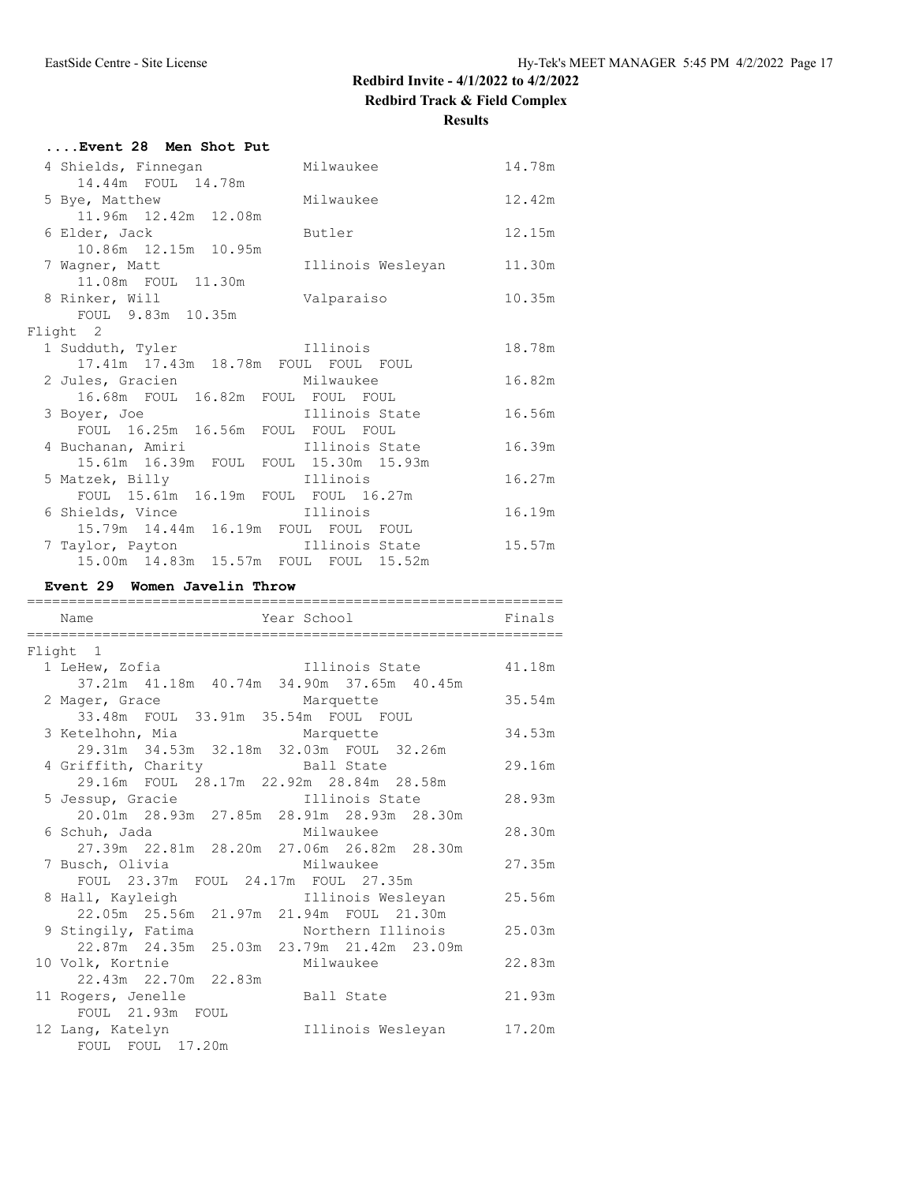# Redbird Invite - 4/1/2022 to 4/2/2022

## Redbird Track & Field Complex

### Results

#### ....Event 28 Men Shot Put

```
  4 Shields, Finnegan            Milwaukee                14.78m
      14.44m  FOUL  14.78m
  5 Bye, Matthew                 Milwaukee                12.42m
      11.96m  12.42m  12.08m
  6 Elder, Jack                  Butler                   12.15m
      10.86m  12.15m  10.95m
  7 Wagner, Matt                 Illinois Wesleyan        11.30m
      11.08m  FOUL  11.30m
  8 Rinker, Will                 Valparaiso               10.35m
      FOUL  9.83m  10.35m
Flight  2
  1 Sudduth, Tyler               Illinois                 18.78m
      17.41m  17.43m  18.78m  FOUL  FOUL  FOUL
  2 Jules, Gracien               Milwaukee                16.82m
      16.68m  FOUL  16.82m  FOUL  FOUL  FOUL
  3 Boyer, Joe                   Illinois State           16.56m
      FOUL  16.25m  16.56m  FOUL  FOUL  FOUL
  4 Buchanan, Amiri              Illinois State           16.39m
      15.61m  16.39m  FOUL  FOUL  15.30m  15.93m
  5 Matzek, Billy                Illinois                 16.27m
      FOUL  15.61m  16.19m  FOUL  FOUL  16.27m
  6 Shields, Vince               Illinois                 16.19m
      15.79m  14.44m  16.19m  FOUL  FOUL  FOUL
  7 Taylor, Payton               Illinois State           15.57m
      15.00m  14.83m  15.57m  FOUL  FOUL  15.52m
```

#### Event 29 Women Javelin Throw

```
=================================================================
    Name                    Year School                   Finals
=================================================================
Flight  1
  1 LeHew, Zofia                 Illinois State           41.18m
      37.21m  41.18m  40.74m  34.90m  37.65m  40.45m
  2 Mager, Grace                 Marquette                35.54m
      33.48m  FOUL  33.91m  35.54m  FOUL  FOUL
  3 Ketelhohn, Mia               Marquette                34.53m
      29.31m  34.53m  32.18m  32.03m  FOUL  32.26m
  4 Griffith, Charity            Ball State               29.16m
      29.16m  FOUL  28.17m  22.92m  28.84m  28.58m
  5 Jessup, Gracie               Illinois State           28.93m
      20.01m  28.93m  27.85m  28.91m  28.93m  28.30m
  6 Schuh, Jada                  Milwaukee                28.30m
      27.39m  22.81m  28.20m  27.06m  26.82m  28.30m
  7 Busch, Olivia                Milwaukee                27.35m
      FOUL  23.37m  FOUL  24.17m  FOUL  27.35m
  8 Hall, Kayleigh               Illinois Wesleyan        25.56m
      22.05m  25.56m  21.97m  21.94m  FOUL  21.30m
  9 Stingily, Fatima             Northern Illinois        25.03m
      22.87m  24.35m  25.03m  23.79m  21.42m  23.09m
 10 Volk, Kortnie                Milwaukee                22.83m
      22.43m  22.70m  22.83m
 11 Rogers, Jenelle              Ball State               21.93m
      FOUL  21.93m  FOUL
 12 Lang, Katelyn                Illinois Wesleyan        17.20m
      FOUL  FOUL  17.20m
```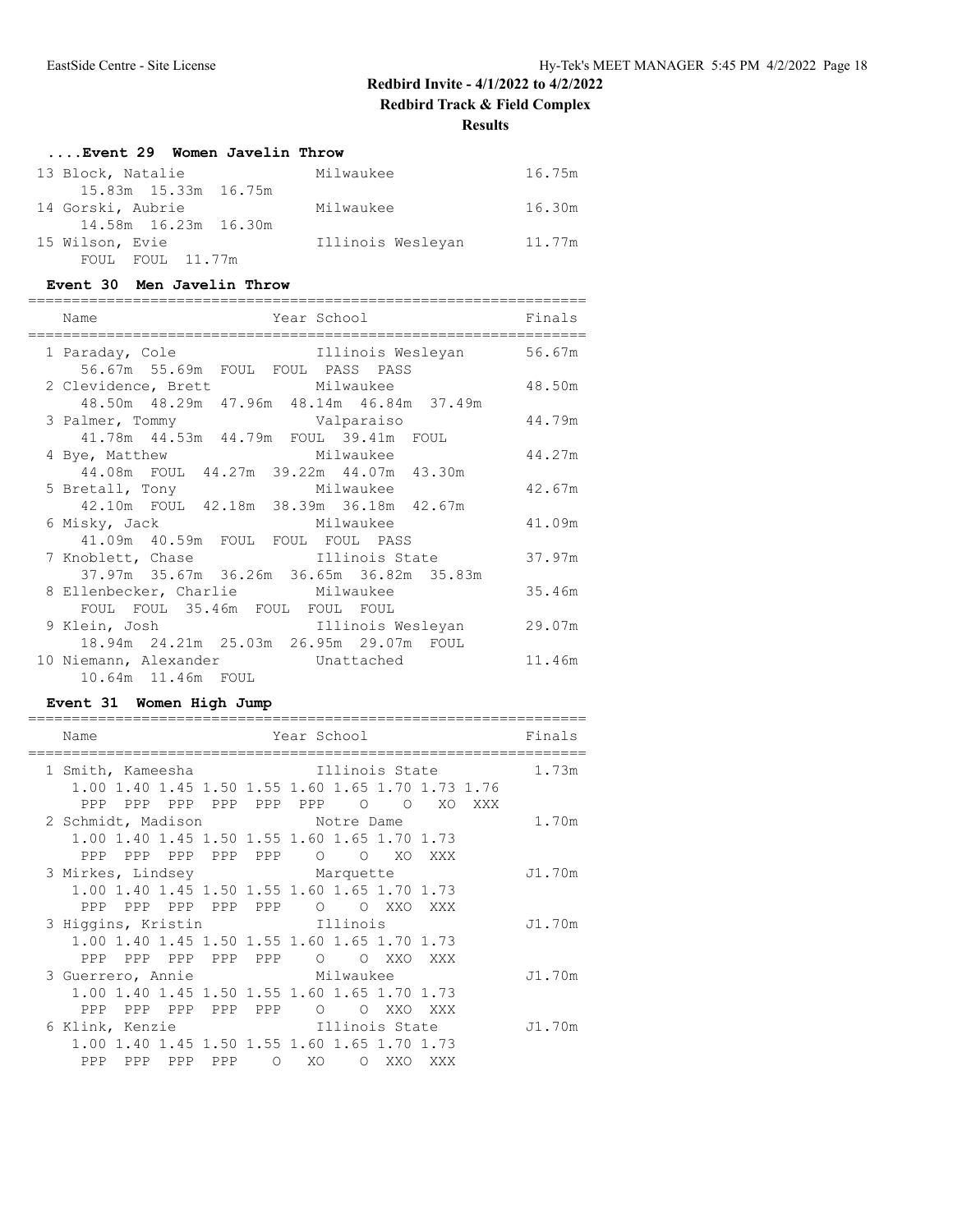# Redbird Invite - 4/1/2022 to 4/2/2022

## Redbird Track & Field Complex

### Results

#### ....Event 29 Women Javelin Throw

```
 13 Block, Natalie              Milwaukee                16.75m
     15.83m  15.33m  16.75m
 14 Gorski, Aubrie              Milwaukee                16.30m
     14.58m  16.23m  16.30m
 15 Wilson, Evie                Illinois Wesleyan        11.77m
     FOUL  FOUL  11.77m
```

#### Event 30 Men Javelin Throw

```
================================================================
    Name                    Year School                  Finals
================================================================
  1 Paraday, Cole                Illinois Wesleyan       56.67m
     56.67m  55.69m  FOUL  FOUL  PASS  PASS
  2 Clevidence, Brett            Milwaukee               48.50m
     48.50m  48.29m  47.96m  48.14m  46.84m  37.49m
  3 Palmer, Tommy                Valparaiso              44.79m
     41.78m  44.53m  44.79m  FOUL  39.41m  FOUL
  4 Bye, Matthew                 Milwaukee               44.27m
     44.08m  FOUL  44.27m  39.22m  44.07m  43.30m
  5 Bretall, Tony                Milwaukee               42.67m
     42.10m  FOUL  42.18m  38.39m  36.18m  42.67m
  6 Misky, Jack                  Milwaukee               41.09m
     41.09m  40.59m  FOUL  FOUL  FOUL  PASS
  7 Knoblett, Chase              Illinois State          37.97m
     37.97m  35.67m  36.26m  36.65m  36.82m  35.83m
  8 Ellenbecker, Charlie         Milwaukee               35.46m
     FOUL  FOUL  35.46m  FOUL  FOUL  FOUL
  9 Klein, Josh                  Illinois Wesleyan       29.07m
     18.94m  24.21m  25.03m  26.95m  29.07m  FOUL
 10 Niemann, Alexander           Unattached              11.46m
     10.64m  11.46m  FOUL
```

#### Event 31 Women High Jump

```
================================================================
    Name                    Year School                  Finals
================================================================
  1 Smith, Kameesha              Illinois State           1.73m
     1.00 1.40 1.45 1.50 1.55 1.60 1.65 1.70 1.73 1.76
      PPP  PPP  PPP  PPP  PPP  PPP    O    O   XO  XXX
  2 Schmidt, Madison             Notre Dame               1.70m
     1.00 1.40 1.45 1.50 1.55 1.60 1.65 1.70 1.73
      PPP  PPP  PPP  PPP  PPP    O    O   XO  XXX
  3 Mirkes, Lindsey              Marquette               J1.70m
     1.00 1.40 1.45 1.50 1.55 1.60 1.65 1.70 1.73
      PPP  PPP  PPP  PPP  PPP    O    O  XXO  XXX
  3 Higgins, Kristin             Illinois                J1.70m
     1.00 1.40 1.45 1.50 1.55 1.60 1.65 1.70 1.73
      PPP  PPP  PPP  PPP  PPP    O    O  XXO  XXX
  3 Guerrero, Annie              Milwaukee               J1.70m
     1.00 1.40 1.45 1.50 1.55 1.60 1.65 1.70 1.73
      PPP  PPP  PPP  PPP  PPP    O    O  XXO  XXX
  6 Klink, Kenzie                Illinois State          J1.70m
     1.00 1.40 1.45 1.50 1.55 1.60 1.65 1.70 1.73
      PPP  PPP  PPP  PPP    O   XO    O  XXO  XXX
```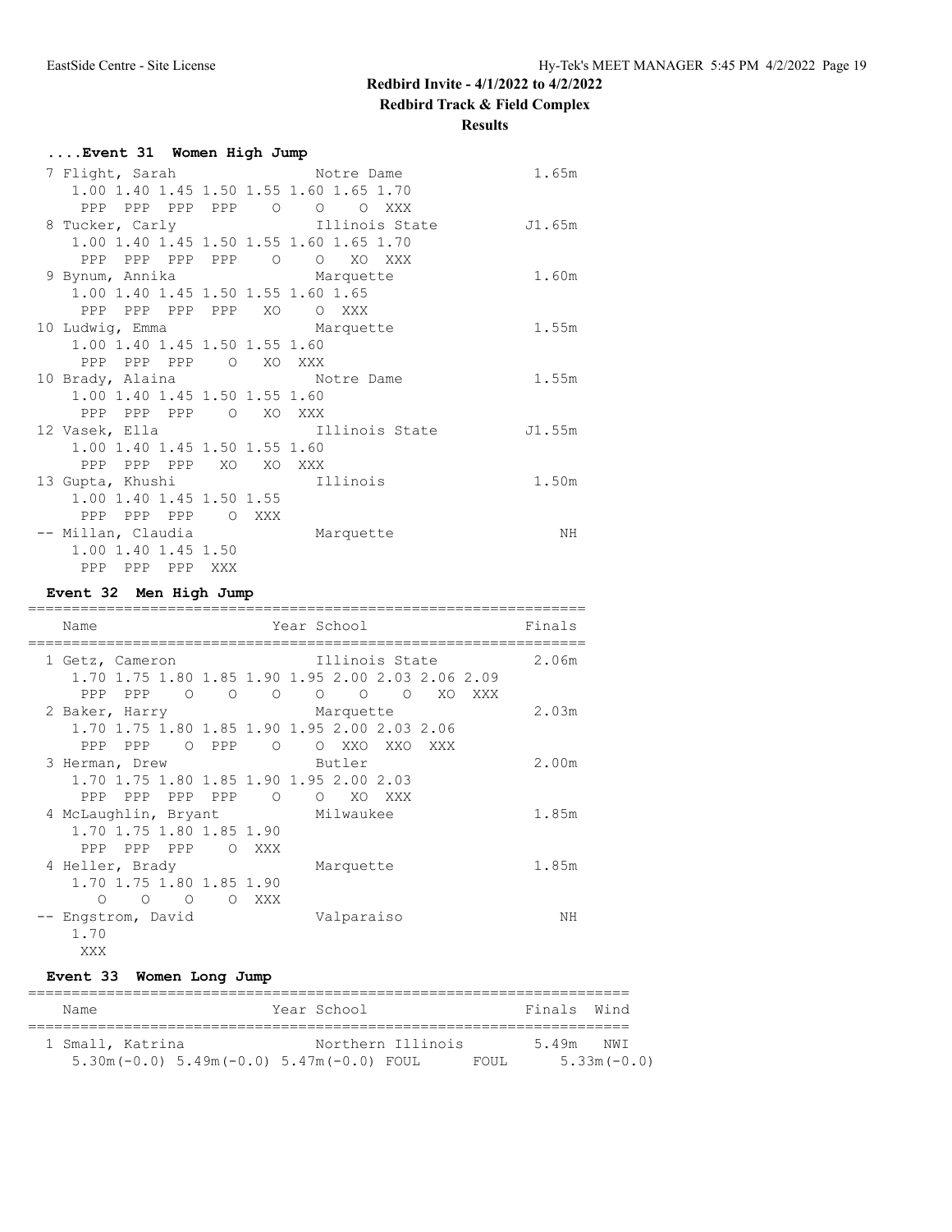# Redbird Invite - 4/1/2022 to 4/2/2022

## Redbird Track & Field Complex

### Results

#### ....Event 31 Women High Jump

```
  7 Flight, Sarah                Notre Dame                1.65m
     1.00 1.40 1.45 1.50 1.55 1.60 1.65 1.70
      PPP  PPP  PPP  PPP    O    O    O  XXX
  8 Tucker, Carly                Illinois State           J1.65m
     1.00 1.40 1.45 1.50 1.55 1.60 1.65 1.70
      PPP  PPP  PPP  PPP    O    O   XO  XXX
  9 Bynum, Annika                Marquette                 1.60m
     1.00 1.40 1.45 1.50 1.55 1.60 1.65
      PPP  PPP  PPP  PPP   XO    O  XXX
 10 Ludwig, Emma                 Marquette                 1.55m
     1.00 1.40 1.45 1.50 1.55 1.60
      PPP  PPP  PPP    O   XO  XXX
 10 Brady, Alaina                Notre Dame                1.55m
     1.00 1.40 1.45 1.50 1.55 1.60
      PPP  PPP  PPP    O   XO  XXX
 12 Vasek, Ella                  Illinois State           J1.55m
     1.00 1.40 1.45 1.50 1.55 1.60
      PPP  PPP  PPP   XO   XO  XXX
 13 Gupta, Khushi                Illinois                  1.50m
     1.00 1.40 1.45 1.50 1.55
      PPP  PPP  PPP    O  XXX
 -- Millan, Claudia              Marquette                    NH
     1.00 1.40 1.45 1.50
      PPP  PPP  PPP  XXX
```

#### Event 32 Men High Jump

```
================================================================
    Name                    Year School                  Finals
================================================================
  1 Getz, Cameron                Illinois State            2.06m
     1.70 1.75 1.80 1.85 1.90 1.95 2.00 2.03 2.06 2.09
      PPP  PPP    O    O    O    O    O    O   XO  XXX
  2 Baker, Harry                 Marquette                 2.03m
     1.70 1.75 1.80 1.85 1.90 1.95 2.00 2.03 2.06
      PPP  PPP    O  PPP    O    O  XXO  XXO  XXX
  3 Herman, Drew                 Butler                    2.00m
     1.70 1.75 1.80 1.85 1.90 1.95 2.00 2.03
      PPP  PPP  PPP  PPP    O    O   XO  XXX
  4 McLaughlin, Bryant           Milwaukee                 1.85m
     1.70 1.75 1.80 1.85 1.90
      PPP  PPP  PPP    O  XXX
  4 Heller, Brady                Marquette                 1.85m
     1.70 1.75 1.80 1.85 1.90
        O    O    O    O  XXX
 -- Engstrom, David              Valparaiso                   NH
     1.70
      XXX
```

#### Event 33 Women Long Jump

```
=====================================================================
    Name                    Year School                  Finals  Wind
=====================================================================
  1 Small, Katrina               Northern Illinois        5.49m   NWI
     5.30m(-0.0) 5.49m(-0.0) 5.47m(-0.0) FOUL      FOUL      5.33m(-0.0)
```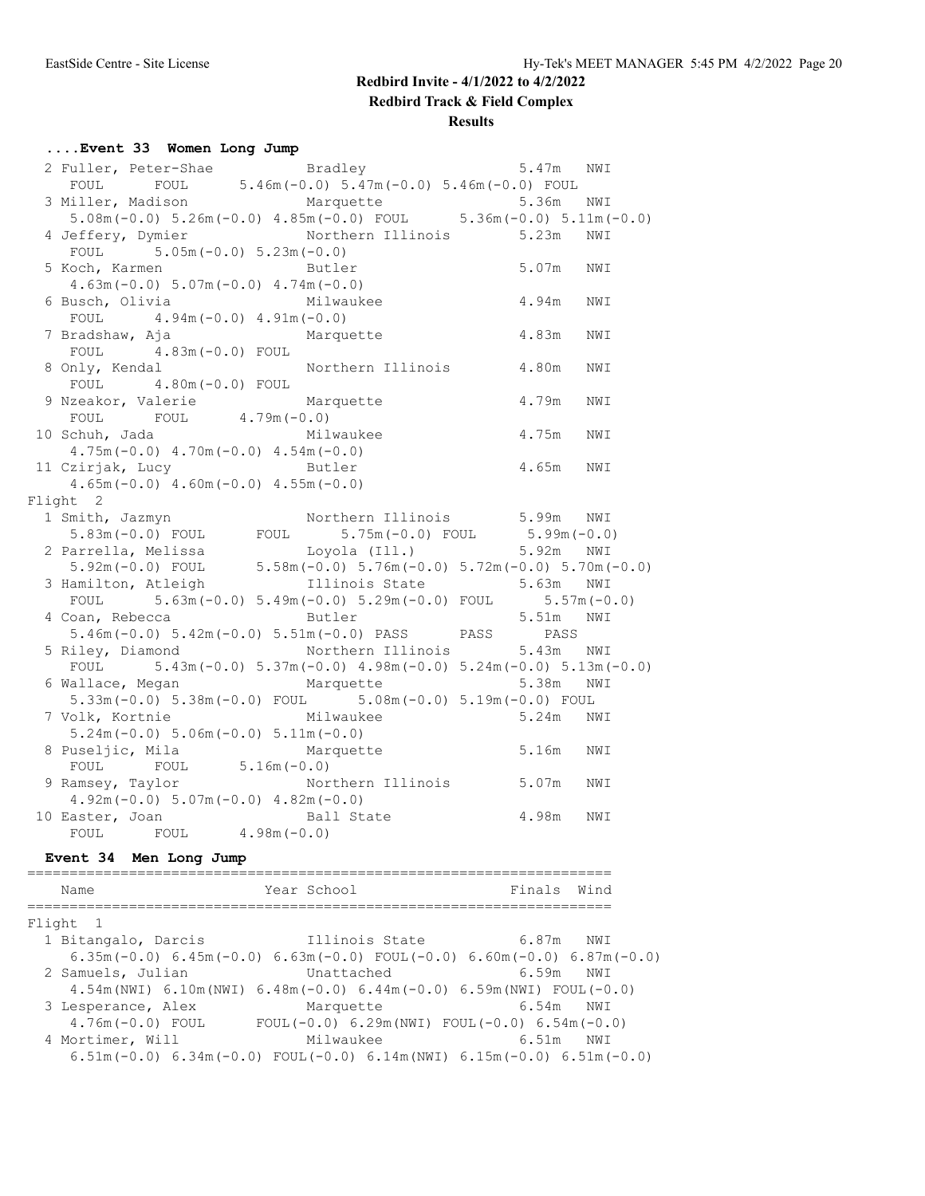## Redbird Invite - 4/1/2022 to 4/2/2022

## Redbird Track & Field Complex

## Results

### ....Event 33 Women Long Jump

```
  2 Fuller, Peter-Shae           Bradley                   5.47m   NWI
     FOUL      FOUL      5.46m(-0.0) 5.47m(-0.0) 5.46m(-0.0) FOUL
  3 Miller, Madison              Marquette                 5.36m   NWI
     5.08m(-0.0) 5.26m(-0.0) 4.85m(-0.0) FOUL      5.36m(-0.0) 5.11m(-0.0)
  4 Jeffery, Dymier              Northern Illinois         5.23m   NWI
     FOUL      5.05m(-0.0) 5.23m(-0.0)
  5 Koch, Karmen                 Butler                    5.07m   NWI
     4.63m(-0.0) 5.07m(-0.0) 4.74m(-0.0)
  6 Busch, Olivia                Milwaukee                 4.94m   NWI
     FOUL      4.94m(-0.0) 4.91m(-0.0)
  7 Bradshaw, Aja                Marquette                 4.83m   NWI
     FOUL      4.83m(-0.0) FOUL
  8 Only, Kendal                 Northern Illinois         4.80m   NWI
     FOUL      4.80m(-0.0) FOUL
  9 Nzeakor, Valerie             Marquette                 4.79m   NWI
     FOUL      FOUL      4.79m(-0.0)
 10 Schuh, Jada                  Milwaukee                 4.75m   NWI
     4.75m(-0.0) 4.70m(-0.0) 4.54m(-0.0)
 11 Czirjak, Lucy                Butler                    4.65m   NWI
     4.65m(-0.0) 4.60m(-0.0) 4.55m(-0.0)
Flight  2
  1 Smith, Jazmyn                Northern Illinois         5.99m   NWI
     5.83m(-0.0) FOUL      FOUL      5.75m(-0.0) FOUL      5.99m(-0.0)
  2 Parrella, Melissa            Loyola (Ill.)             5.92m   NWI
     5.92m(-0.0) FOUL      5.58m(-0.0) 5.76m(-0.0) 5.72m(-0.0) 5.70m(-0.0)
  3 Hamilton, Atleigh            Illinois State            5.63m   NWI
     FOUL      5.63m(-0.0) 5.49m(-0.0) 5.29m(-0.0) FOUL      5.57m(-0.0)
  4 Coan, Rebecca                Butler                    5.51m   NWI
     5.46m(-0.0) 5.42m(-0.0) 5.51m(-0.0) PASS      PASS      PASS
  5 Riley, Diamond               Northern Illinois         5.43m   NWI
     FOUL      5.43m(-0.0) 5.37m(-0.0) 4.98m(-0.0) 5.24m(-0.0) 5.13m(-0.0)
  6 Wallace, Megan               Marquette                 5.38m   NWI
     5.33m(-0.0) 5.38m(-0.0) FOUL      5.08m(-0.0) 5.19m(-0.0) FOUL
  7 Volk, Kortnie                Milwaukee                 5.24m   NWI
     5.24m(-0.0) 5.06m(-0.0) 5.11m(-0.0)
  8 Puseljic, Mila               Marquette                 5.16m   NWI
     FOUL      FOUL      5.16m(-0.0)
  9 Ramsey, Taylor               Northern Illinois         5.07m   NWI
     4.92m(-0.0) 5.07m(-0.0) 4.82m(-0.0)
 10 Easter, Joan                 Ball State                4.98m   NWI
     FOUL      FOUL      4.98m(-0.0)
```

### Event 34 Men Long Jump

```
=====================================================================
    Name                    Year School                 Finals  Wind
=====================================================================
Flight  1
  1 Bitangalo, Darcis            Illinois State            6.87m   NWI
     6.35m(-0.0) 6.45m(-0.0) 6.63m(-0.0) FOUL(-0.0) 6.60m(-0.0) 6.87m(-0.0)
  2 Samuels, Julian              Unattached                6.59m   NWI
     4.54m(NWI) 6.10m(NWI) 6.48m(-0.0) 6.44m(-0.0) 6.59m(NWI) FOUL(-0.0)
  3 Lesperance, Alex             Marquette                 6.54m   NWI
     4.76m(-0.0) FOUL      FOUL(-0.0) 6.29m(NWI) FOUL(-0.0) 6.54m(-0.0)
  4 Mortimer, Will               Milwaukee                 6.51m   NWI
     6.51m(-0.0) 6.34m(-0.0) FOUL(-0.0) 6.14m(NWI) 6.15m(-0.0) 6.51m(-0.0)
```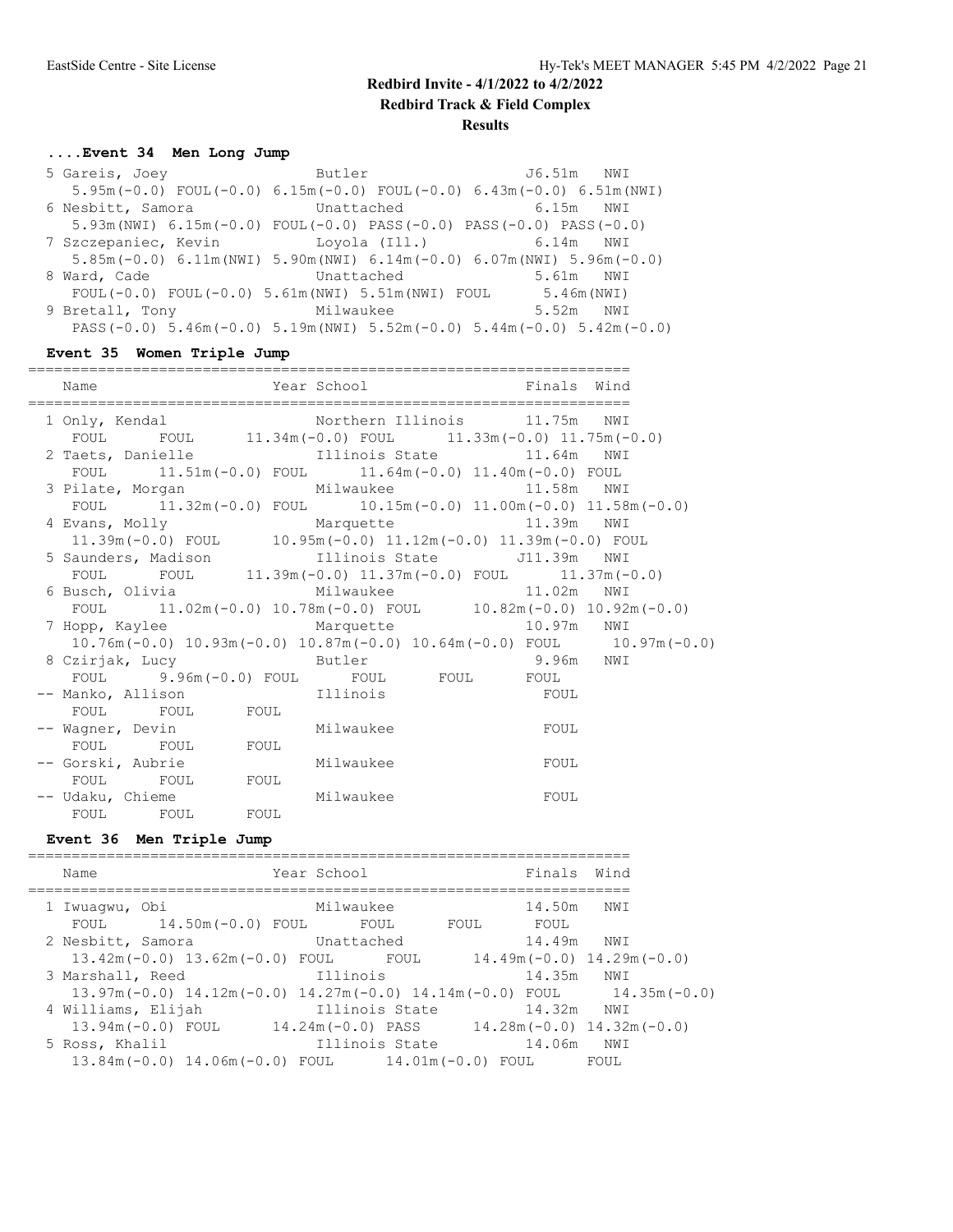# Redbird Invite - 4/1/2022 to 4/2/2022

## Redbird Track & Field Complex

### Results

#### ....Event 34 Men Long Jump

```
  5 Gareis, Joey                 Butler                  J6.51m   NWI 
     5.95m(-0.0) FOUL(-0.0) 6.15m(-0.0) FOUL(-0.0) 6.43m(-0.0) 6.51m(NWI)
  6 Nesbitt, Samora              Unattached               6.15m   NWI 
     5.93m(NWI) 6.15m(-0.0) FOUL(-0.0) PASS(-0.0) PASS(-0.0) PASS(-0.0)
  7 Szczepaniec, Kevin           Loyola (Ill.)            6.14m   NWI 
     5.85m(-0.0) 6.11m(NWI) 5.90m(NWI) 6.14m(-0.0) 6.07m(NWI) 5.96m(-0.0)
  8 Ward, Cade                   Unattached               5.61m   NWI 
     FOUL(-0.0) FOUL(-0.0) 5.61m(NWI) 5.51m(NWI) FOUL      5.46m(NWI)
  9 Bretall, Tony                Milwaukee                5.52m   NWI 
     PASS(-0.0) 5.46m(-0.0) 5.19m(NWI) 5.52m(-0.0) 5.44m(-0.0) 5.42m(-0.0)
```

#### Event 35 Women Triple Jump

```
=====================================================================
    Name                    Year School                 Finals  Wind 
=====================================================================
  1 Only, Kendal                 Northern Illinois       11.75m   NWI 
     FOUL      FOUL      11.34m(-0.0) FOUL      11.33m(-0.0) 11.75m(-0.0)
  2 Taets, Danielle              Illinois State          11.64m   NWI 
     FOUL      11.51m(-0.0) FOUL      11.64m(-0.0) 11.40m(-0.0) FOUL
  3 Pilate, Morgan               Milwaukee               11.58m   NWI 
     FOUL      11.32m(-0.0) FOUL      10.15m(-0.0) 11.00m(-0.0) 11.58m(-0.0)
  4 Evans, Molly                 Marquette               11.39m   NWI 
     11.39m(-0.0) FOUL      10.95m(-0.0) 11.12m(-0.0) 11.39m(-0.0) FOUL
  5 Saunders, Madison            Illinois State         J11.39m   NWI 
     FOUL      FOUL      11.39m(-0.0) 11.37m(-0.0) FOUL      11.37m(-0.0)
  6 Busch, Olivia                Milwaukee               11.02m   NWI 
     FOUL      11.02m(-0.0) 10.78m(-0.0) FOUL      10.82m(-0.0) 10.92m(-0.0)
  7 Hopp, Kaylee                 Marquette               10.97m   NWI 
     10.76m(-0.0) 10.93m(-0.0) 10.87m(-0.0) 10.64m(-0.0) FOUL      10.97m(-0.0)
  8 Czirjak, Lucy                Butler                   9.96m   NWI 
     FOUL      9.96m(-0.0) FOUL      FOUL      FOUL      FOUL
 -- Manko, Allison               Illinois                  FOUL           
     FOUL      FOUL      FOUL
 -- Wagner, Devin                Milwaukee                 FOUL           
     FOUL      FOUL      FOUL
 -- Gorski, Aubrie               Milwaukee                 FOUL           
     FOUL      FOUL      FOUL
 -- Udaku, Chieme                Milwaukee                 FOUL           
     FOUL      FOUL      FOUL
```

#### Event 36 Men Triple Jump

```
=====================================================================
    Name                    Year School                 Finals  Wind 
=====================================================================
  1 Iwuagwu, Obi                 Milwaukee               14.50m   NWI 
     FOUL      14.50m(-0.0) FOUL      FOUL      FOUL      FOUL
  2 Nesbitt, Samora              Unattached              14.49m   NWI 
     13.42m(-0.0) 13.62m(-0.0) FOUL      FOUL      14.49m(-0.0) 14.29m(-0.0)
  3 Marshall, Reed               Illinois                14.35m   NWI 
     13.97m(-0.0) 14.12m(-0.0) 14.27m(-0.0) 14.14m(-0.0) FOUL      14.35m(-0.0)
  4 Williams, Elijah             Illinois State          14.32m   NWI 
     13.94m(-0.0) FOUL      14.24m(-0.0) PASS      14.28m(-0.0) 14.32m(-0.0)
  5 Ross, Khalil                 Illinois State          14.06m   NWI 
     13.84m(-0.0) 14.06m(-0.0) FOUL      14.01m(-0.0) FOUL      FOUL
```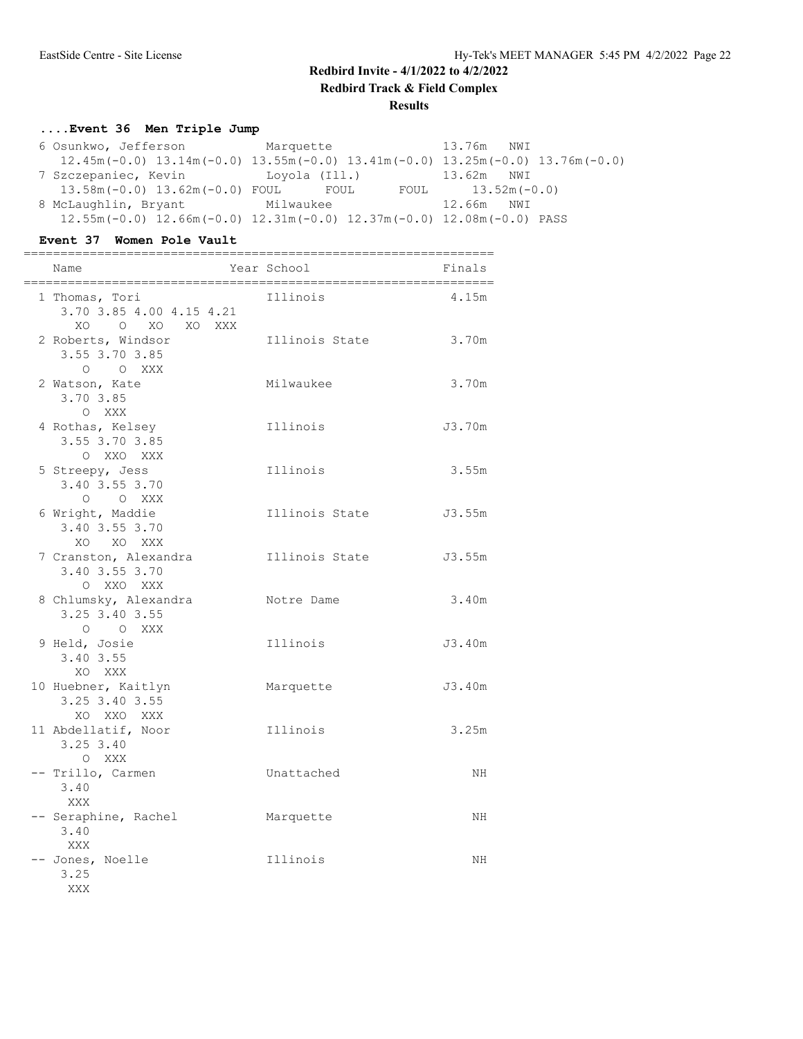**Redbird Invite - 4/1/2022 to 4/2/2022**

**Redbird Track & Field Complex**

**Results**

### ....Event 36 Men Triple Jump

```
  6 Osunkwo, Jefferson          Marquette                13.76m   NWI
     12.45m(-0.0) 13.14m(-0.0) 13.55m(-0.0) 13.41m(-0.0) 13.25m(-0.0) 13.76m(-0.0)
  7 Szczepaniec, Kevin          Loyola (Ill.)            13.62m   NWI
     13.58m(-0.0) 13.62m(-0.0) FOUL      FOUL      FOUL      13.52m(-0.0)
  8 McLaughlin, Bryant          Milwaukee                12.66m   NWI
     12.55m(-0.0) 12.66m(-0.0) 12.31m(-0.0) 12.37m(-0.0) 12.08m(-0.0) PASS
```

### Event 37 Women Pole Vault

```
================================================================
    Name                    Year School                  Finals
================================================================
  1 Thomas, Tori                 Illinois                 4.15m
      3.70 3.85 4.00 4.15 4.21
        XO    O   XO   XO  XXX
  2 Roberts, Windsor             Illinois State           3.70m
      3.55 3.70 3.85
        O    O  XXX
  2 Watson, Kate                 Milwaukee                3.70m
      3.70 3.85
        O  XXX
  4 Rothas, Kelsey               Illinois                J3.70m
      3.55 3.70 3.85
        O  XXO  XXX
  5 Streepy, Jess                Illinois                 3.55m
      3.40 3.55 3.70
        O    O  XXX
  6 Wright, Maddie               Illinois State          J3.55m
      3.40 3.55 3.70
        XO   XO  XXX
  7 Cranston, Alexandra          Illinois State          J3.55m
      3.40 3.55 3.70
        O  XXO  XXX
  8 Chlumsky, Alexandra          Notre Dame               3.40m
      3.25 3.40 3.55
        O    O  XXX
  9 Held, Josie                  Illinois                J3.40m
      3.40 3.55
        XO  XXX
 10 Huebner, Kaitlyn             Marquette               J3.40m
      3.25 3.40 3.55
        XO  XXO  XXX
 11 Abdellatif, Noor             Illinois                 3.25m
      3.25 3.40
        O  XXX
 -- Trillo, Carmen               Unattached                  NH
      3.40
       XXX
 -- Seraphine, Rachel            Marquette                   NH
      3.40
       XXX
 -- Jones, Noelle                Illinois                    NH
      3.25
       XXX
```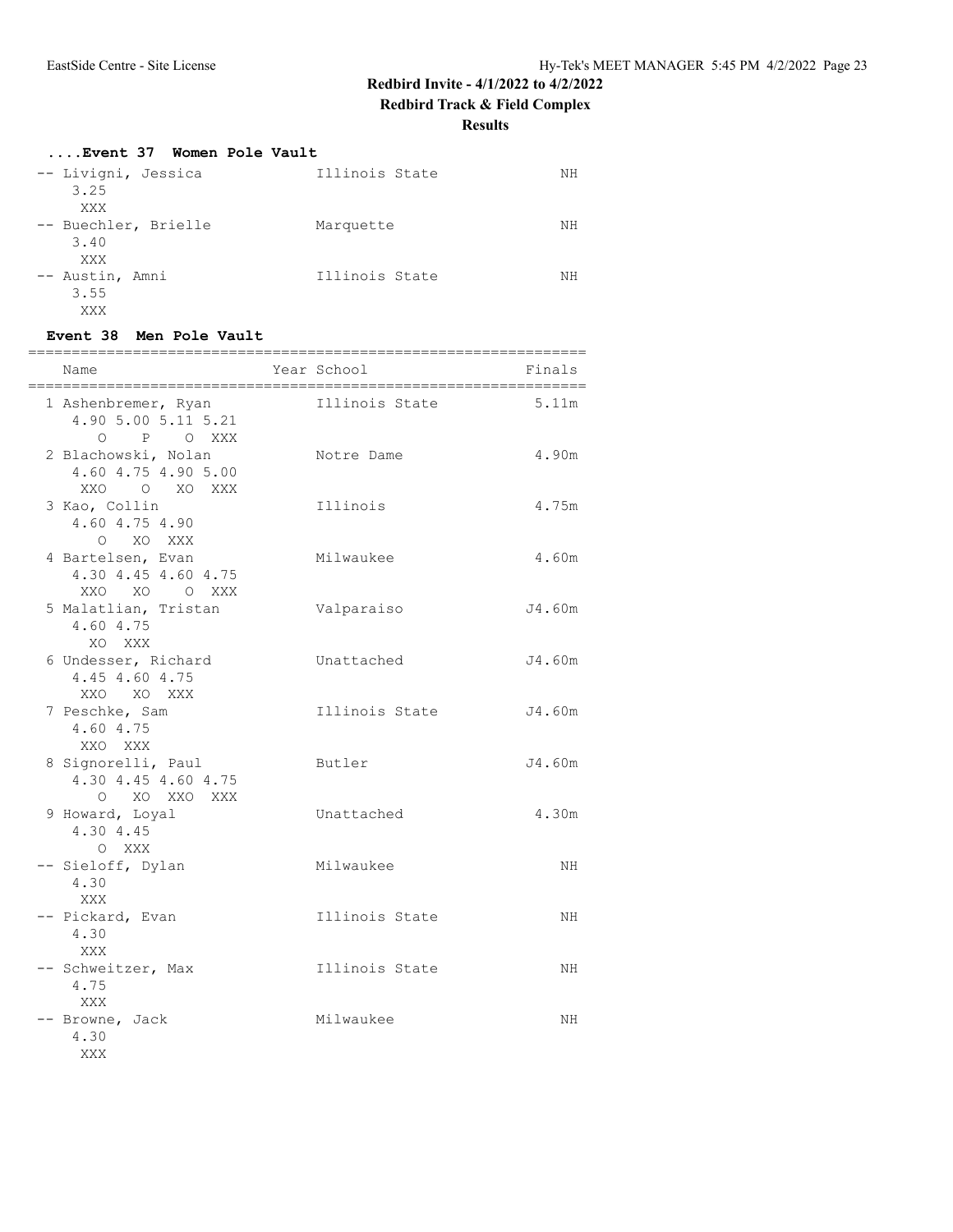## Redbird Invite - 4/1/2022 to 4/2/2022

## Redbird Track & Field Complex

### Results

#### ....Event 37 Women Pole Vault

```
 -- Livigni, Jessica            Illinois State              NH
     3.25
      XXX
 -- Buechler, Brielle           Marquette                   NH
     3.40
      XXX
 -- Austin, Amni                Illinois State              NH
     3.55
      XXX
```

#### Event 38 Men Pole Vault

```
================================================================
    Name                    Year School                  Finals
================================================================
  1 Ashenbremer, Ryan            Illinois State           5.11m
     4.90 5.00 5.11 5.21
        O    P    O  XXX
  2 Blachowski, Nolan            Notre Dame               4.90m
     4.60 4.75 4.90 5.00
      XXO    O   XO  XXX
  3 Kao, Collin                  Illinois                 4.75m
     4.60 4.75 4.90
        O   XO  XXX
  4 Bartelsen, Evan              Milwaukee                4.60m
     4.30 4.45 4.60 4.75
      XXO   XO    O  XXX
  5 Malatlian, Tristan           Valparaiso              J4.60m
     4.60 4.75
       XO  XXX
  6 Undesser, Richard            Unattached              J4.60m
     4.45 4.60 4.75
      XXO   XO  XXX
  7 Peschke, Sam                 Illinois State          J4.60m
     4.60 4.75
      XXO  XXX
  8 Signorelli, Paul             Butler                  J4.60m
     4.30 4.45 4.60 4.75
        O   XO  XXO  XXX
  9 Howard, Loyal                Unattached               4.30m
     4.30 4.45
        O  XXX
 -- Sieloff, Dylan               Milwaukee                   NH
     4.30
      XXX
 -- Pickard, Evan                Illinois State              NH
     4.30
      XXX
 -- Schweitzer, Max              Illinois State              NH
     4.75
      XXX
 -- Browne, Jack                 Milwaukee                   NH
     4.30
      XXX
```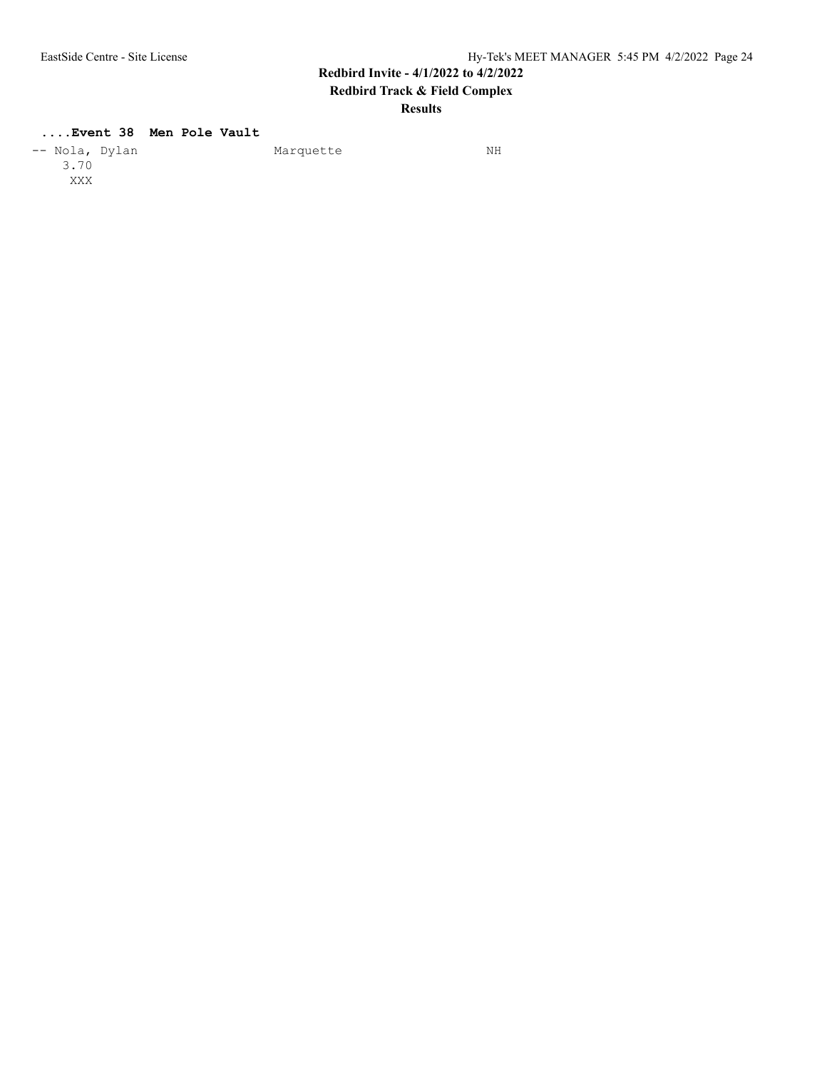**....Event 38 Men Pole Vault**

```
-- Nola, Dylan                 Marquette                    NH
    3.70
     XXX
```